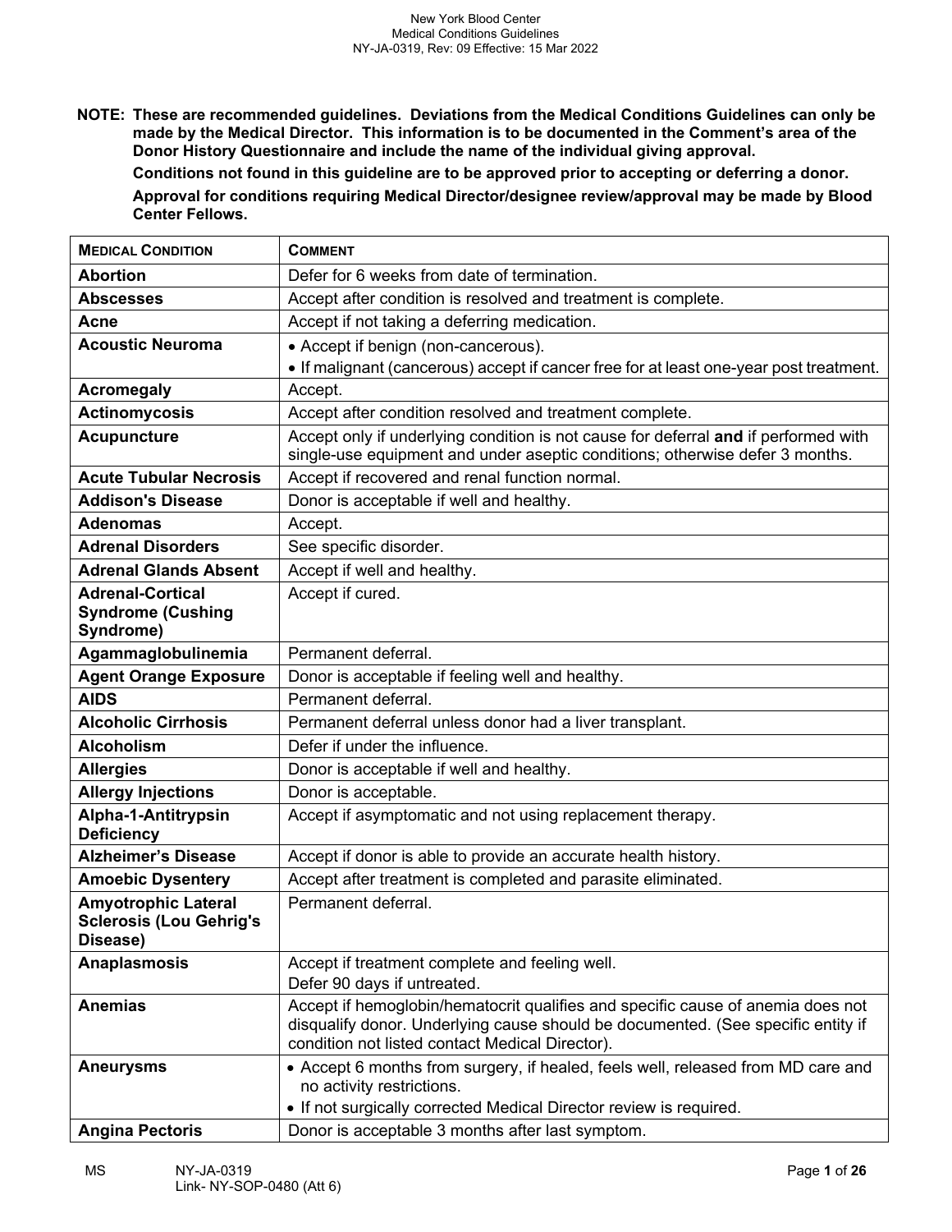**NOTE: These are recommended guidelines. Deviations from the Medical Conditions Guidelines can only be made by the Medical Director. This information is to be documented in the Comment's area of the Donor History Questionnaire and include the name of the individual giving approval.**

**Conditions not found in this guideline are to be approved prior to accepting or deferring a donor.**

**Approval for conditions requiring Medical Director/designee review/approval may be made by Blood Center Fellows.**

| MEDICAL CONDITION | COMMENT |
|---|---|
| **Abortion** | Defer for 6 weeks from date of termination. |
| **Abscesses** | Accept after condition is resolved and treatment is complete. |
| **Acne** | Accept if not taking a deferring medication. |
| **Acoustic Neuroma** | • Accept if benign (non-cancerous).<br>• If malignant (cancerous) accept if cancer free for at least one-year post treatment. |
| **Acromegaly** | Accept. |
| **Actinomycosis** | Accept after condition resolved and treatment complete. |
| **Acupuncture** | Accept only if underlying condition is not cause for deferral **and** if performed with single-use equipment and under aseptic conditions; otherwise defer 3 months. |
| **Acute Tubular Necrosis** | Accept if recovered and renal function normal. |
| **Addison's Disease** | Donor is acceptable if well and healthy. |
| **Adenomas** | Accept. |
| **Adrenal Disorders** | See specific disorder. |
| **Adrenal Glands Absent** | Accept if well and healthy. |
| **Adrenal-Cortical Syndrome (Cushing Syndrome)** | Accept if cured. |
| **Agammaglobulinemia** | Permanent deferral. |
| **Agent Orange Exposure** | Donor is acceptable if feeling well and healthy. |
| **AIDS** | Permanent deferral. |
| **Alcoholic Cirrhosis** | Permanent deferral unless donor had a liver transplant. |
| **Alcoholism** | Defer if under the influence. |
| **Allergies** | Donor is acceptable if well and healthy. |
| **Allergy Injections** | Donor is acceptable. |
| **Alpha-1-Antitrypsin Deficiency** | Accept if asymptomatic and not using replacement therapy. |
| **Alzheimer's Disease** | Accept if donor is able to provide an accurate health history. |
| **Amoebic Dysentery** | Accept after treatment is completed and parasite eliminated. |
| **Amyotrophic Lateral Sclerosis (Lou Gehrig's Disease)** | Permanent deferral. |
| **Anaplasmosis** | Accept if treatment complete and feeling well.<br>Defer 90 days if untreated. |
| **Anemias** | Accept if hemoglobin/hematocrit qualifies and specific cause of anemia does not disqualify donor. Underlying cause should be documented. (See specific entity if condition not listed contact Medical Director). |
| **Aneurysms** | • Accept 6 months from surgery, if healed, feels well, released from MD care and no activity restrictions.<br>• If not surgically corrected Medical Director review is required. |
| **Angina Pectoris** | Donor is acceptable 3 months after last symptom. |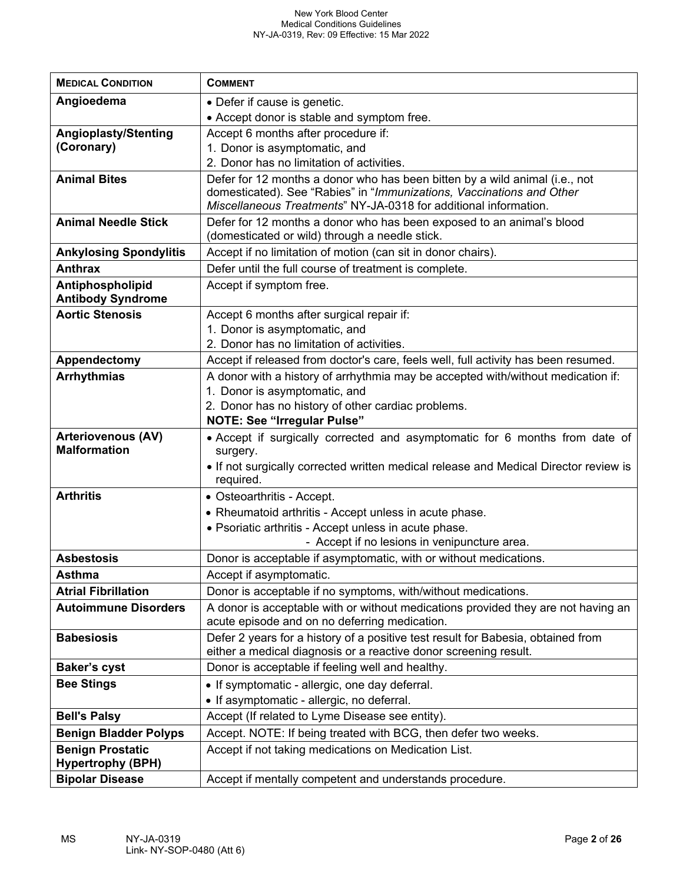| **MEDICAL CONDITION** | **COMMENT** |
|---|---|
| **Angioedema** | • Defer if cause is genetic.<br>• Accept donor is stable and symptom free. |
| **Angioplasty/Stenting (Coronary)** | Accept 6 months after procedure if:<br>1. Donor is asymptomatic, and<br>2. Donor has no limitation of activities. |
| **Animal Bites** | Defer for 12 months a donor who has been bitten by a wild animal (i.e., not domesticated). See "Rabies" in "*Immunizations, Vaccinations and Other Miscellaneous Treatments*" NY-JA-0318 for additional information. |
| **Animal Needle Stick** | Defer for 12 months a donor who has been exposed to an animal's blood (domesticated or wild) through a needle stick. |
| **Ankylosing Spondylitis** | Accept if no limitation of motion (can sit in donor chairs). |
| **Anthrax** | Defer until the full course of treatment is complete. |
| **Antiphospholipid Antibody Syndrome** | Accept if symptom free. |
| **Aortic Stenosis** | Accept 6 months after surgical repair if:<br>1. Donor is asymptomatic, and<br>2. Donor has no limitation of activities. |
| **Appendectomy** | Accept if released from doctor's care, feels well, full activity has been resumed. |
| **Arrhythmias** | A donor with a history of arrhythmia may be accepted with/without medication if:<br>1. Donor is asymptomatic, and<br>2. Donor has no history of other cardiac problems.<br>**NOTE: See "Irregular Pulse"** |
| **Arteriovenous (AV) Malformation** | • Accept if surgically corrected and asymptomatic for 6 months from date of surgery.<br>• If not surgically corrected written medical release and Medical Director review is required. |
| **Arthritis** | • Osteoarthritis - Accept.<br>• Rheumatoid arthritis - Accept unless in acute phase.<br>• Psoriatic arthritis - Accept unless in acute phase.<br>- Accept if no lesions in venipuncture area. |
| **Asbestosis** | Donor is acceptable if asymptomatic, with or without medications. |
| **Asthma** | Accept if asymptomatic. |
| **Atrial Fibrillation** | Donor is acceptable if no symptoms, with/without medications. |
| **Autoimmune Disorders** | A donor is acceptable with or without medications provided they are not having an acute episode and on no deferring medication. |
| **Babesiosis** | Defer 2 years for a history of a positive test result for Babesia, obtained from either a medical diagnosis or a reactive donor screening result. |
| **Baker's cyst** | Donor is acceptable if feeling well and healthy. |
| **Bee Stings** | • If symptomatic - allergic, one day deferral.<br>• If asymptomatic - allergic, no deferral. |
| **Bell's Palsy** | Accept (If related to Lyme Disease see entity). |
| **Benign Bladder Polyps** | Accept. NOTE: If being treated with BCG, then defer two weeks. |
| **Benign Prostatic Hypertrophy (BPH)** | Accept if not taking medications on Medication List. |
| **Bipolar Disease** | Accept if mentally competent and understands procedure. |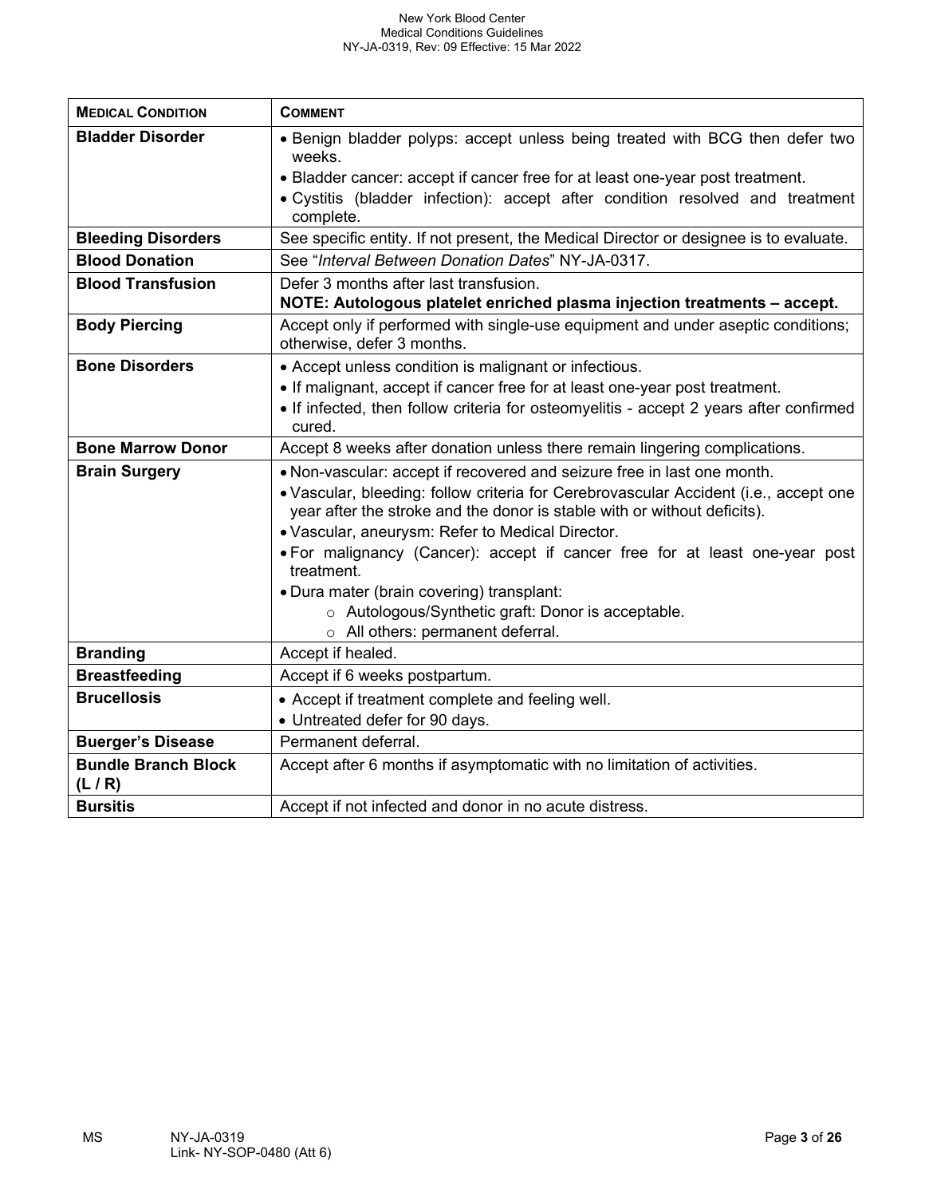| **MEDICAL CONDITION** | **COMMENT** |
|---|---|
| **Bladder Disorder** | • Benign bladder polyps: accept unless being treated with BCG then defer two weeks.<br>• Bladder cancer: accept if cancer free for at least one-year post treatment.<br>• Cystitis (bladder infection): accept after condition resolved and treatment complete. |
| **Bleeding Disorders** | See specific entity. If not present, the Medical Director or designee is to evaluate. |
| **Blood Donation** | See "*Interval Between Donation Dates*" NY-JA-0317. |
| **Blood Transfusion** | Defer 3 months after last transfusion.<br>**NOTE: Autologous platelet enriched plasma injection treatments – accept.** |
| **Body Piercing** | Accept only if performed with single-use equipment and under aseptic conditions; otherwise, defer 3 months. |
| **Bone Disorders** | • Accept unless condition is malignant or infectious.<br>• If malignant, accept if cancer free for at least one-year post treatment.<br>• If infected, then follow criteria for osteomyelitis - accept 2 years after confirmed cured. |
| **Bone Marrow Donor** | Accept 8 weeks after donation unless there remain lingering complications. |
| **Brain Surgery** | • Non-vascular: accept if recovered and seizure free in last one month.<br>• Vascular, bleeding: follow criteria for Cerebrovascular Accident (i.e., accept one year after the stroke and the donor is stable with or without deficits).<br>• Vascular, aneurysm: Refer to Medical Director.<br>• For malignancy (Cancer): accept if cancer free for at least one-year post treatment.<br>• Dura mater (brain covering) transplant:<br>  ○ Autologous/Synthetic graft: Donor is acceptable.<br>  ○ All others: permanent deferral. |
| **Branding** | Accept if healed. |
| **Breastfeeding** | Accept if 6 weeks postpartum. |
| **Brucellosis** | • Accept if treatment complete and feeling well.<br>• Untreated defer for 90 days. |
| **Buerger's Disease** | Permanent deferral. |
| **Bundle Branch Block (L / R)** | Accept after 6 months if asymptomatic with no limitation of activities. |
| **Bursitis** | Accept if not infected and donor in no acute distress. |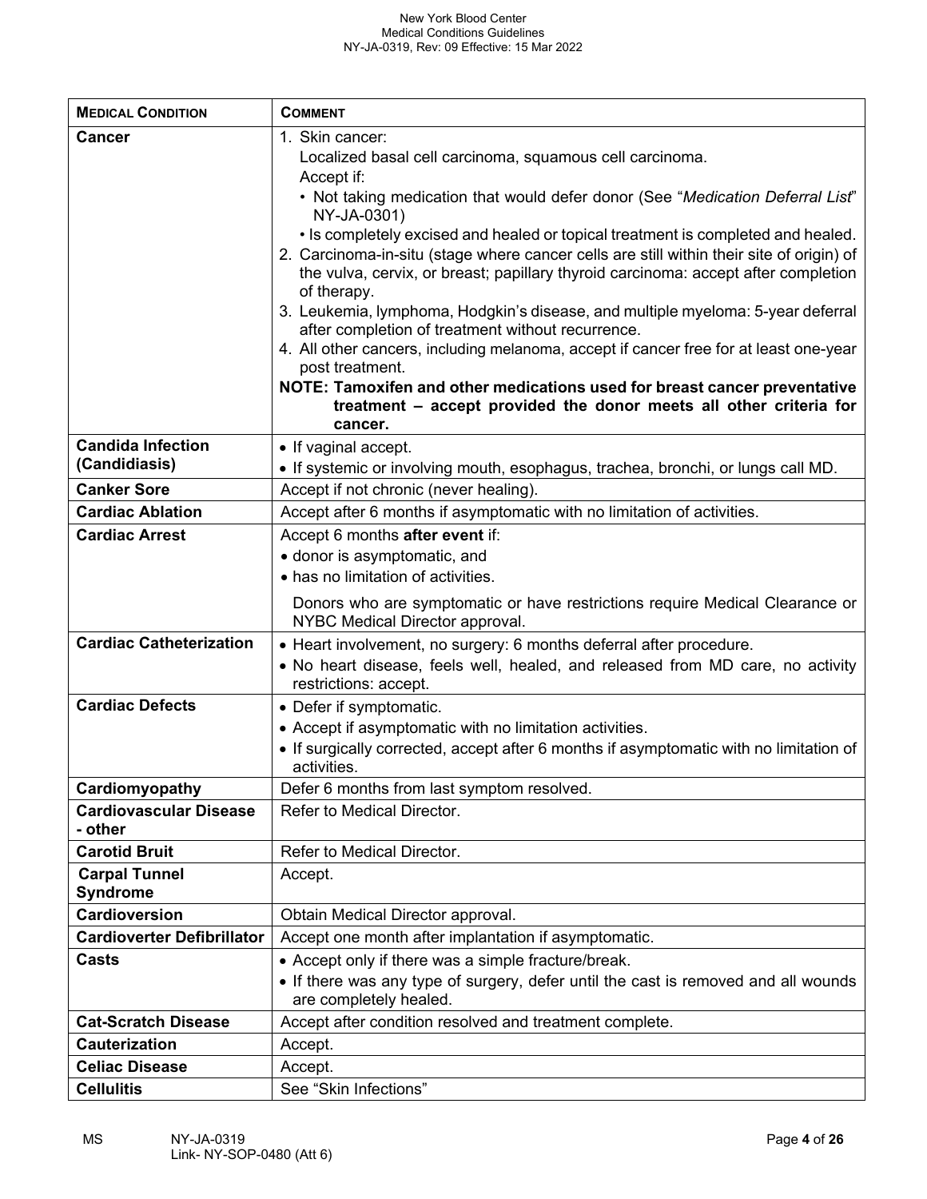| **MEDICAL CONDITION** | **COMMENT** |
|---|---|
| **Cancer** | 1. Skin cancer: Localized basal cell carcinoma, squamous cell carcinoma. Accept if: • Not taking medication that would defer donor (See "*Medication Deferral List*" NY-JA-0301) • Is completely excised and healed or topical treatment is completed and healed. 2. Carcinoma-in-situ (stage where cancer cells are still within their site of origin) of the vulva, cervix, or breast; papillary thyroid carcinoma: accept after completion of therapy. 3. Leukemia, lymphoma, Hodgkin's disease, and multiple myeloma: 5-year deferral after completion of treatment without recurrence. 4. All other cancers, including melanoma, accept if cancer free for at least one-year post treatment. **NOTE: Tamoxifen and other medications used for breast cancer preventative treatment – accept provided the donor meets all other criteria for cancer.** |
| **Candida Infection (Candidiasis)** | • If vaginal accept. • If systemic or involving mouth, esophagus, trachea, bronchi, or lungs call MD. |
| **Canker Sore** | Accept if not chronic (never healing). |
| **Cardiac Ablation** | Accept after 6 months if asymptomatic with no limitation of activities. |
| **Cardiac Arrest** | Accept 6 months **after event** if: • donor is asymptomatic, and • has no limitation of activities. Donors who are symptomatic or have restrictions require Medical Clearance or NYBC Medical Director approval. |
| **Cardiac Catheterization** | • Heart involvement, no surgery: 6 months deferral after procedure. • No heart disease, feels well, healed, and released from MD care, no activity restrictions: accept. |
| **Cardiac Defects** | • Defer if symptomatic. • Accept if asymptomatic with no limitation activities. • If surgically corrected, accept after 6 months if asymptomatic with no limitation of activities. |
| **Cardiomyopathy** | Defer 6 months from last symptom resolved. |
| **Cardiovascular Disease - other** | Refer to Medical Director. |
| **Carotid Bruit** | Refer to Medical Director. |
| **Carpal Tunnel Syndrome** | Accept. |
| **Cardioversion** | Obtain Medical Director approval. |
| **Cardioverter Defibrillator** | Accept one month after implantation if asymptomatic. |
| **Casts** | • Accept only if there was a simple fracture/break. • If there was any type of surgery, defer until the cast is removed and all wounds are completely healed. |
| **Cat-Scratch Disease** | Accept after condition resolved and treatment complete. |
| **Cauterization** | Accept. |
| **Celiac Disease** | Accept. |
| **Cellulitis** | See "Skin Infections" |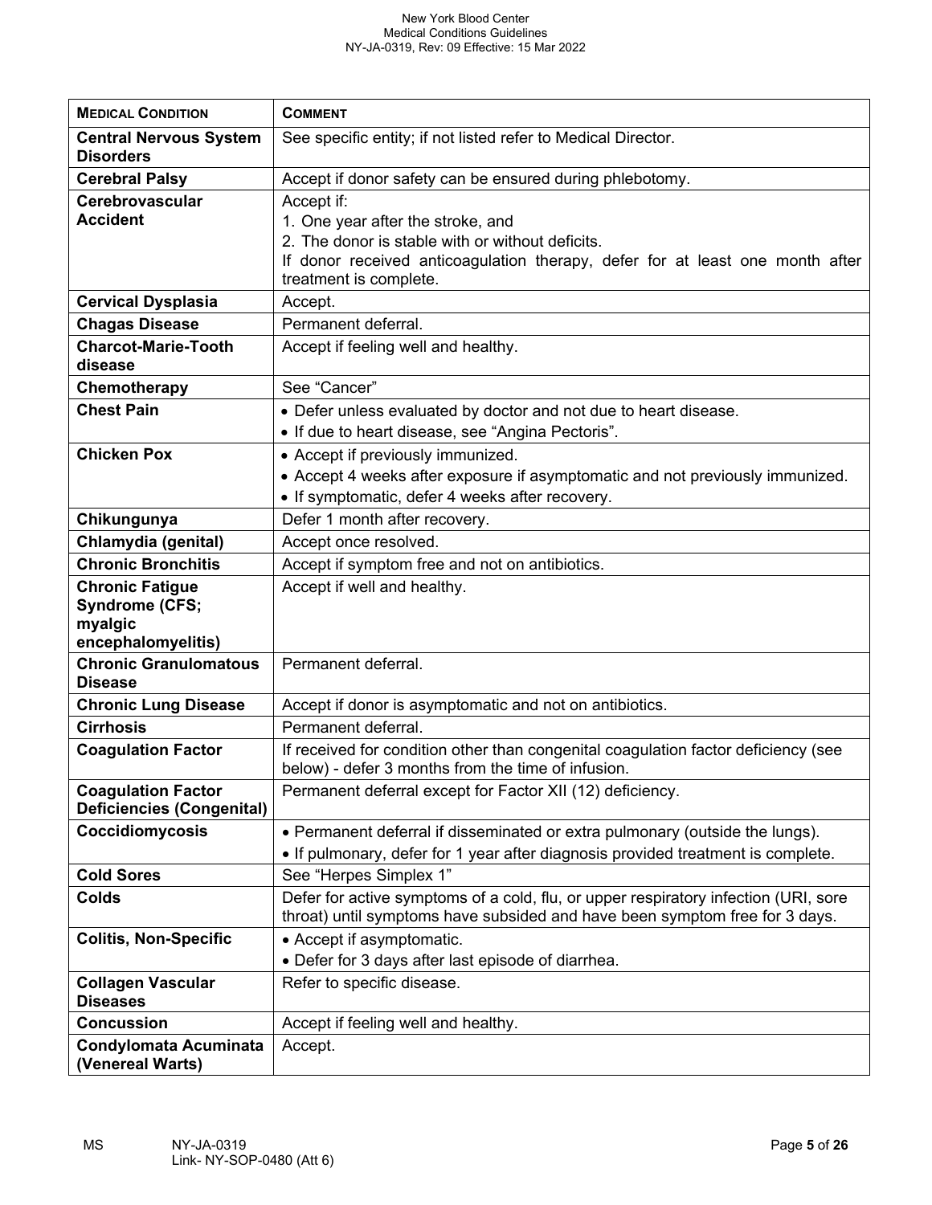| **MEDICAL CONDITION** | **COMMENT** |
|---|---|
| **Central Nervous System Disorders** | See specific entity; if not listed refer to Medical Director. |
| **Cerebral Palsy** | Accept if donor safety can be ensured during phlebotomy. |
| **Cerebrovascular Accident** | Accept if:<br>1. One year after the stroke, and<br>2. The donor is stable with or without deficits.<br>If donor received anticoagulation therapy, defer for at least one month after treatment is complete. |
| **Cervical Dysplasia** | Accept. |
| **Chagas Disease** | Permanent deferral. |
| **Charcot-Marie-Tooth disease** | Accept if feeling well and healthy. |
| **Chemotherapy** | See "Cancer" |
| **Chest Pain** | • Defer unless evaluated by doctor and not due to heart disease.<br>• If due to heart disease, see "Angina Pectoris". |
| **Chicken Pox** | • Accept if previously immunized.<br>• Accept 4 weeks after exposure if asymptomatic and not previously immunized.<br>• If symptomatic, defer 4 weeks after recovery. |
| **Chikungunya** | Defer 1 month after recovery. |
| **Chlamydia (genital)** | Accept once resolved. |
| **Chronic Bronchitis** | Accept if symptom free and not on antibiotics. |
| **Chronic Fatigue Syndrome (CFS; myalgic encephalomyelitis)** | Accept if well and healthy. |
| **Chronic Granulomatous Disease** | Permanent deferral. |
| **Chronic Lung Disease** | Accept if donor is asymptomatic and not on antibiotics. |
| **Cirrhosis** | Permanent deferral. |
| **Coagulation Factor** | If received for condition other than congenital coagulation factor deficiency (see below) - defer 3 months from the time of infusion. |
| **Coagulation Factor Deficiencies (Congenital)** | Permanent deferral except for Factor XII (12) deficiency. |
| **Coccidiomycosis** | • Permanent deferral if disseminated or extra pulmonary (outside the lungs).<br>• If pulmonary, defer for 1 year after diagnosis provided treatment is complete. |
| **Cold Sores** | See "Herpes Simplex 1" |
| **Colds** | Defer for active symptoms of a cold, flu, or upper respiratory infection (URI, sore throat) until symptoms have subsided and have been symptom free for 3 days. |
| **Colitis, Non-Specific** | • Accept if asymptomatic.<br>• Defer for 3 days after last episode of diarrhea. |
| **Collagen Vascular Diseases** | Refer to specific disease. |
| **Concussion** | Accept if feeling well and healthy. |
| **Condylomata Acuminata (Venereal Warts)** | Accept. |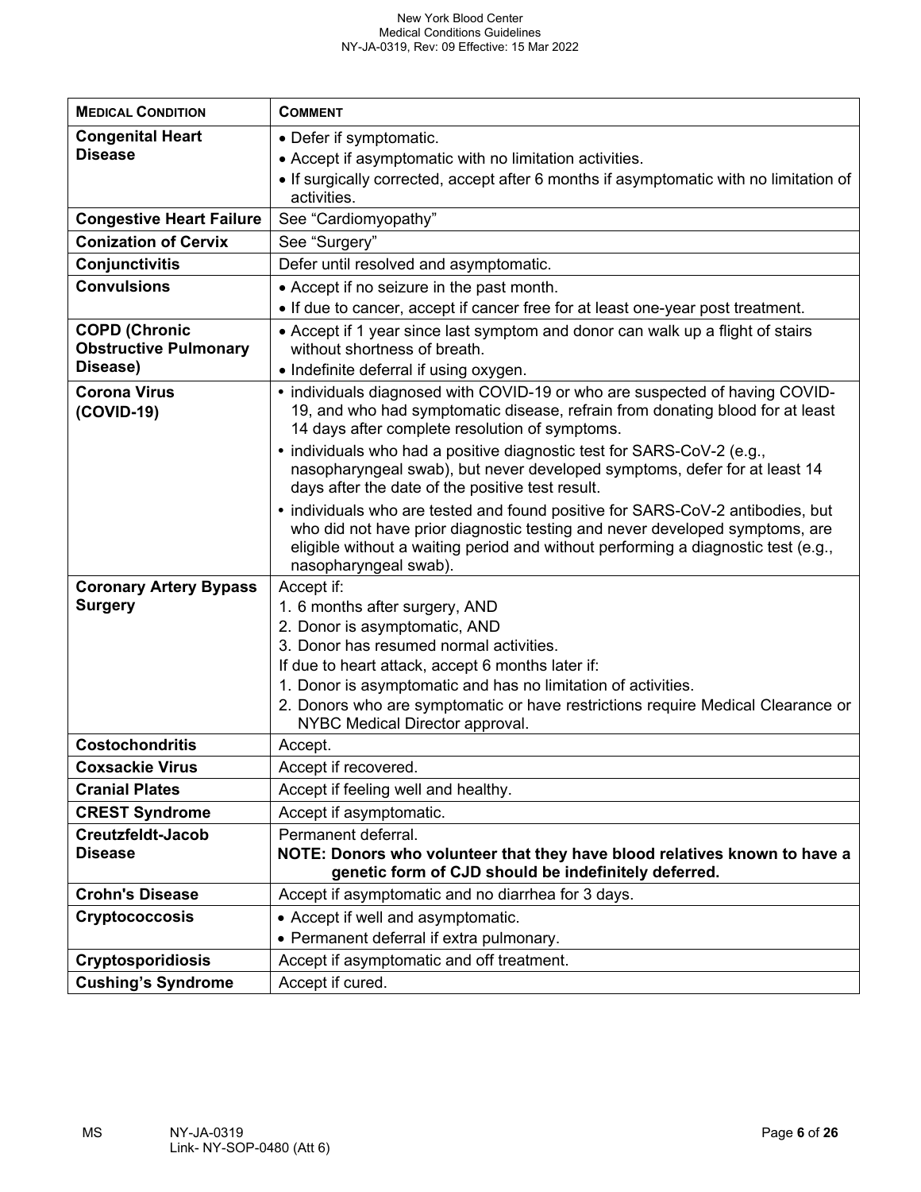| **MEDICAL CONDITION** | **COMMENT** |
|---|---|
| **Congenital Heart Disease** | • Defer if symptomatic.<br>• Accept if asymptomatic with no limitation activities.<br>• If surgically corrected, accept after 6 months if asymptomatic with no limitation of activities. |
| **Congestive Heart Failure** | See "Cardiomyopathy" |
| **Conization of Cervix** | See "Surgery" |
| **Conjunctivitis** | Defer until resolved and asymptomatic. |
| **Convulsions** | • Accept if no seizure in the past month.<br>• If due to cancer, accept if cancer free for at least one-year post treatment. |
| **COPD (Chronic Obstructive Pulmonary Disease)** | • Accept if 1 year since last symptom and donor can walk up a flight of stairs without shortness of breath.<br>• Indefinite deferral if using oxygen. |
| **Corona Virus (COVID-19)** | • individuals diagnosed with COVID-19 or who are suspected of having COVID-19, and who had symptomatic disease, refrain from donating blood for at least 14 days after complete resolution of symptoms.<br>• individuals who had a positive diagnostic test for SARS-CoV-2 (e.g., nasopharyngeal swab), but never developed symptoms, defer for at least 14 days after the date of the positive test result.<br>• individuals who are tested and found positive for SARS-CoV-2 antibodies, but who did not have prior diagnostic testing and never developed symptoms, are eligible without a waiting period and without performing a diagnostic test (e.g., nasopharyngeal swab). |
| **Coronary Artery Bypass Surgery** | Accept if:<br>1. 6 months after surgery, AND<br>2. Donor is asymptomatic, AND<br>3. Donor has resumed normal activities.<br>If due to heart attack, accept 6 months later if:<br>1. Donor is asymptomatic and has no limitation of activities.<br>2. Donors who are symptomatic or have restrictions require Medical Clearance or NYBC Medical Director approval. |
| **Costochondritis** | Accept. |
| **Coxsackie Virus** | Accept if recovered. |
| **Cranial Plates** | Accept if feeling well and healthy. |
| **CREST Syndrome** | Accept if asymptomatic. |
| **Creutzfeldt-Jacob Disease** | Permanent deferral.<br>**NOTE: Donors who volunteer that they have blood relatives known to have a genetic form of CJD should be indefinitely deferred.** |
| **Crohn's Disease** | Accept if asymptomatic and no diarrhea for 3 days. |
| **Cryptococcosis** | • Accept if well and asymptomatic.<br>• Permanent deferral if extra pulmonary. |
| **Cryptosporidiosis** | Accept if asymptomatic and off treatment. |
| **Cushing's Syndrome** | Accept if cured. |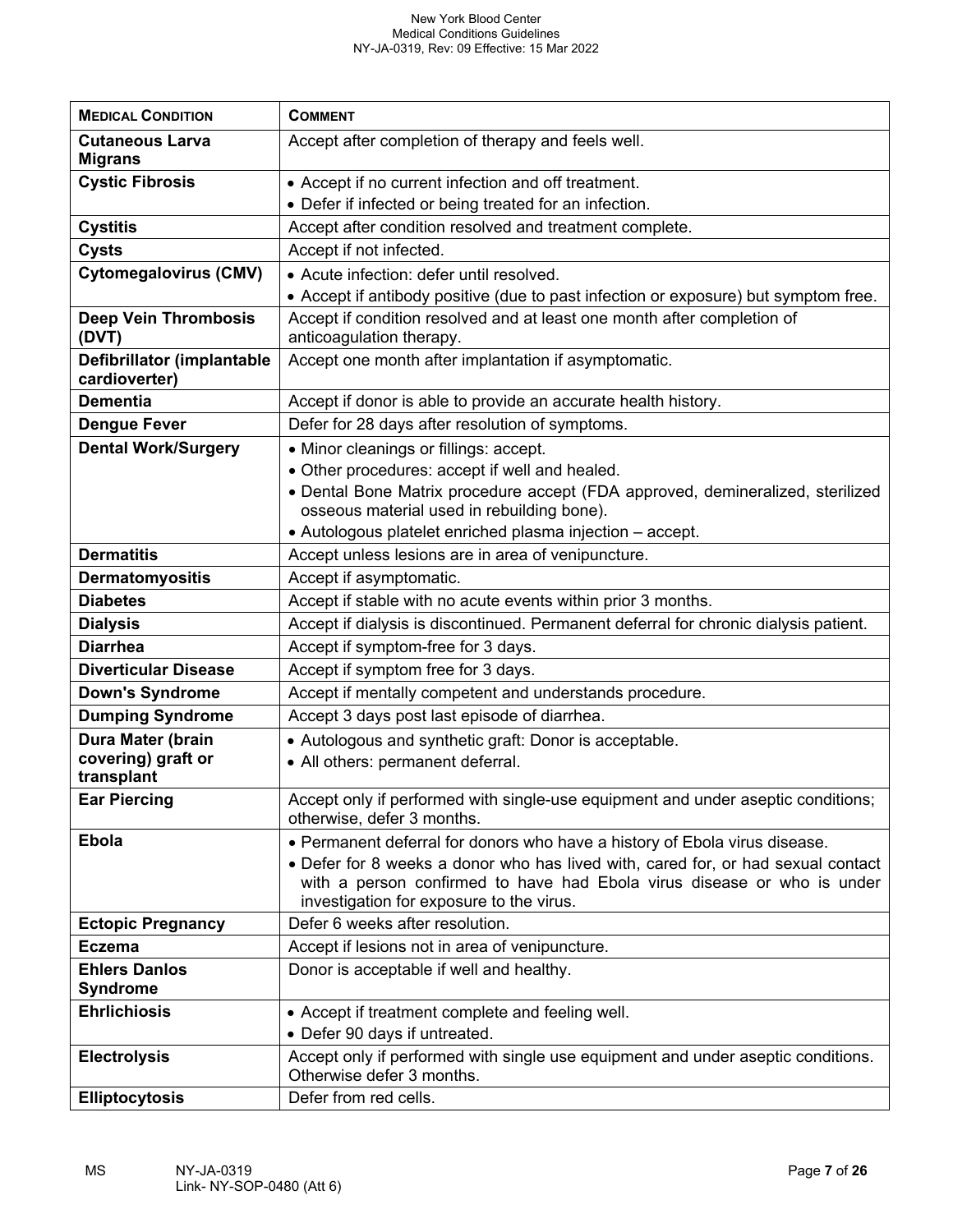| **MEDICAL CONDITION** | **COMMENT** |
|---|---|
| **Cutaneous Larva Migrans** | Accept after completion of therapy and feels well. |
| **Cystic Fibrosis** | • Accept if no current infection and off treatment.<br>• Defer if infected or being treated for an infection. |
| **Cystitis** | Accept after condition resolved and treatment complete. |
| **Cysts** | Accept if not infected. |
| **Cytomegalovirus (CMV)** | • Acute infection: defer until resolved.<br>• Accept if antibody positive (due to past infection or exposure) but symptom free. |
| **Deep Vein Thrombosis (DVT)** | Accept if condition resolved and at least one month after completion of anticoagulation therapy. |
| **Defibrillator (implantable cardioverter)** | Accept one month after implantation if asymptomatic. |
| **Dementia** | Accept if donor is able to provide an accurate health history. |
| **Dengue Fever** | Defer for 28 days after resolution of symptoms. |
| **Dental Work/Surgery** | • Minor cleanings or fillings: accept.<br>• Other procedures: accept if well and healed.<br>• Dental Bone Matrix procedure accept (FDA approved, demineralized, sterilized osseous material used in rebuilding bone).<br>• Autologous platelet enriched plasma injection – accept. |
| **Dermatitis** | Accept unless lesions are in area of venipuncture. |
| **Dermatomyositis** | Accept if asymptomatic. |
| **Diabetes** | Accept if stable with no acute events within prior 3 months. |
| **Dialysis** | Accept if dialysis is discontinued. Permanent deferral for chronic dialysis patient. |
| **Diarrhea** | Accept if symptom-free for 3 days. |
| **Diverticular Disease** | Accept if symptom free for 3 days. |
| **Down's Syndrome** | Accept if mentally competent and understands procedure. |
| **Dumping Syndrome** | Accept 3 days post last episode of diarrhea. |
| **Dura Mater (brain covering) graft or transplant** | • Autologous and synthetic graft: Donor is acceptable.<br>• All others: permanent deferral. |
| **Ear Piercing** | Accept only if performed with single-use equipment and under aseptic conditions; otherwise, defer 3 months. |
| **Ebola** | • Permanent deferral for donors who have a history of Ebola virus disease.<br>• Defer for 8 weeks a donor who has lived with, cared for, or had sexual contact with a person confirmed to have had Ebola virus disease or who is under investigation for exposure to the virus. |
| **Ectopic Pregnancy** | Defer 6 weeks after resolution. |
| **Eczema** | Accept if lesions not in area of venipuncture. |
| **Ehlers Danlos Syndrome** | Donor is acceptable if well and healthy. |
| **Ehrlichiosis** | • Accept if treatment complete and feeling well.<br>• Defer 90 days if untreated. |
| **Electrolysis** | Accept only if performed with single use equipment and under aseptic conditions. Otherwise defer 3 months. |
| **Elliptocytosis** | Defer from red cells. |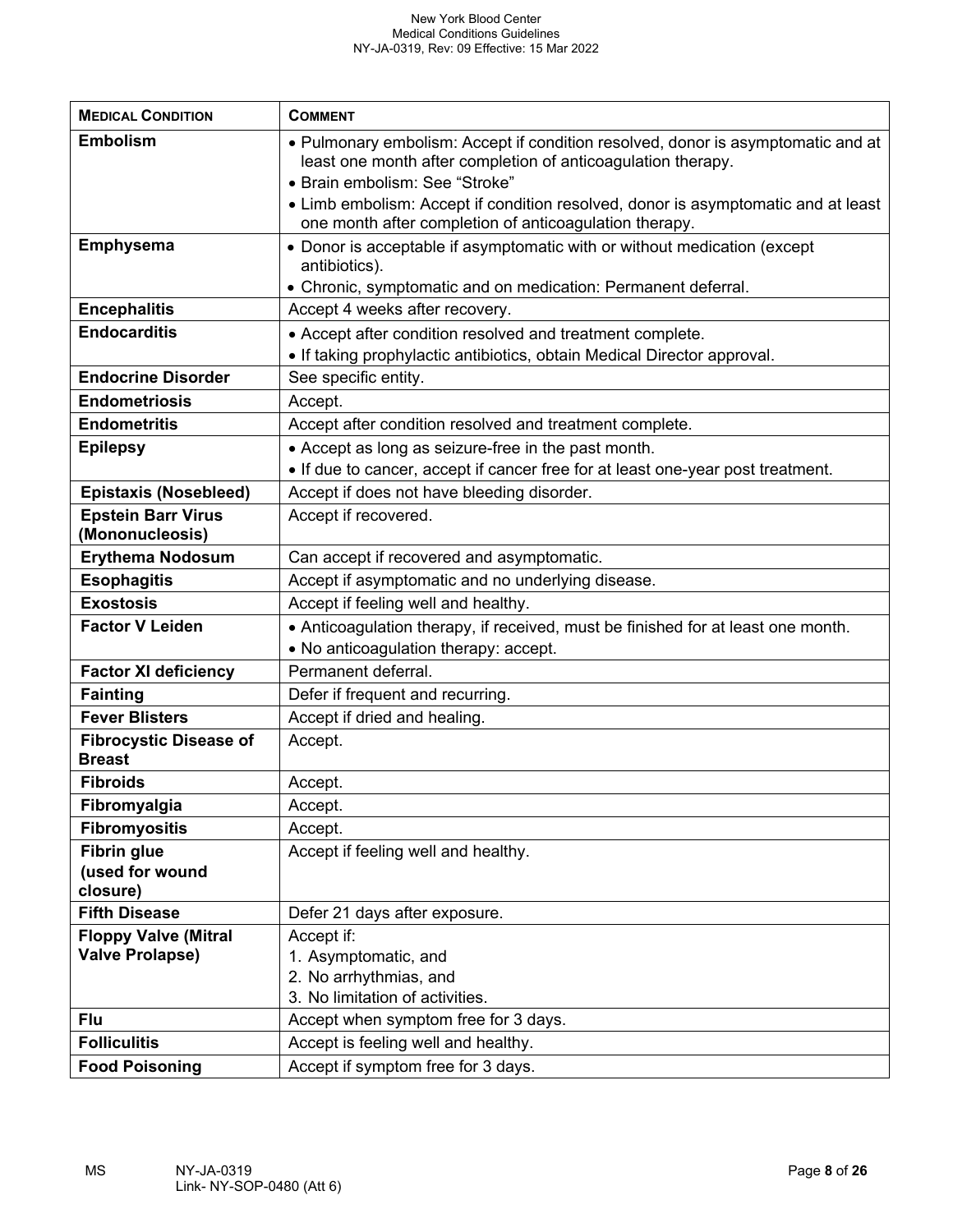| **MEDICAL CONDITION** | **COMMENT** |
|---|---|
| **Embolism** | • Pulmonary embolism: Accept if condition resolved, donor is asymptomatic and at least one month after completion of anticoagulation therapy.<br>• Brain embolism: See "Stroke"<br>• Limb embolism: Accept if condition resolved, donor is asymptomatic and at least one month after completion of anticoagulation therapy. |
| **Emphysema** | • Donor is acceptable if asymptomatic with or without medication (except antibiotics).<br>• Chronic, symptomatic and on medication: Permanent deferral. |
| **Encephalitis** | Accept 4 weeks after recovery. |
| **Endocarditis** | • Accept after condition resolved and treatment complete.<br>• If taking prophylactic antibiotics, obtain Medical Director approval. |
| **Endocrine Disorder** | See specific entity. |
| **Endometriosis** | Accept. |
| **Endometritis** | Accept after condition resolved and treatment complete. |
| **Epilepsy** | • Accept as long as seizure-free in the past month.<br>• If due to cancer, accept if cancer free for at least one-year post treatment. |
| **Epistaxis (Nosebleed)** | Accept if does not have bleeding disorder. |
| **Epstein Barr Virus (Mononucleosis)** | Accept if recovered. |
| **Erythema Nodosum** | Can accept if recovered and asymptomatic. |
| **Esophagitis** | Accept if asymptomatic and no underlying disease. |
| **Exostosis** | Accept if feeling well and healthy. |
| **Factor V Leiden** | • Anticoagulation therapy, if received, must be finished for at least one month.<br>• No anticoagulation therapy: accept. |
| **Factor XI deficiency** | Permanent deferral. |
| **Fainting** | Defer if frequent and recurring. |
| **Fever Blisters** | Accept if dried and healing. |
| **Fibrocystic Disease of Breast** | Accept. |
| **Fibroids** | Accept. |
| **Fibromyalgia** | Accept. |
| **Fibromyositis** | Accept. |
| **Fibrin glue (used for wound closure)** | Accept if feeling well and healthy. |
| **Fifth Disease** | Defer 21 days after exposure. |
| **Floppy Valve (Mitral Valve Prolapse)** | Accept if:<br>1. Asymptomatic, and<br>2. No arrhythmias, and<br>3. No limitation of activities. |
| **Flu** | Accept when symptom free for 3 days. |
| **Folliculitis** | Accept is feeling well and healthy. |
| **Food Poisoning** | Accept if symptom free for 3 days. |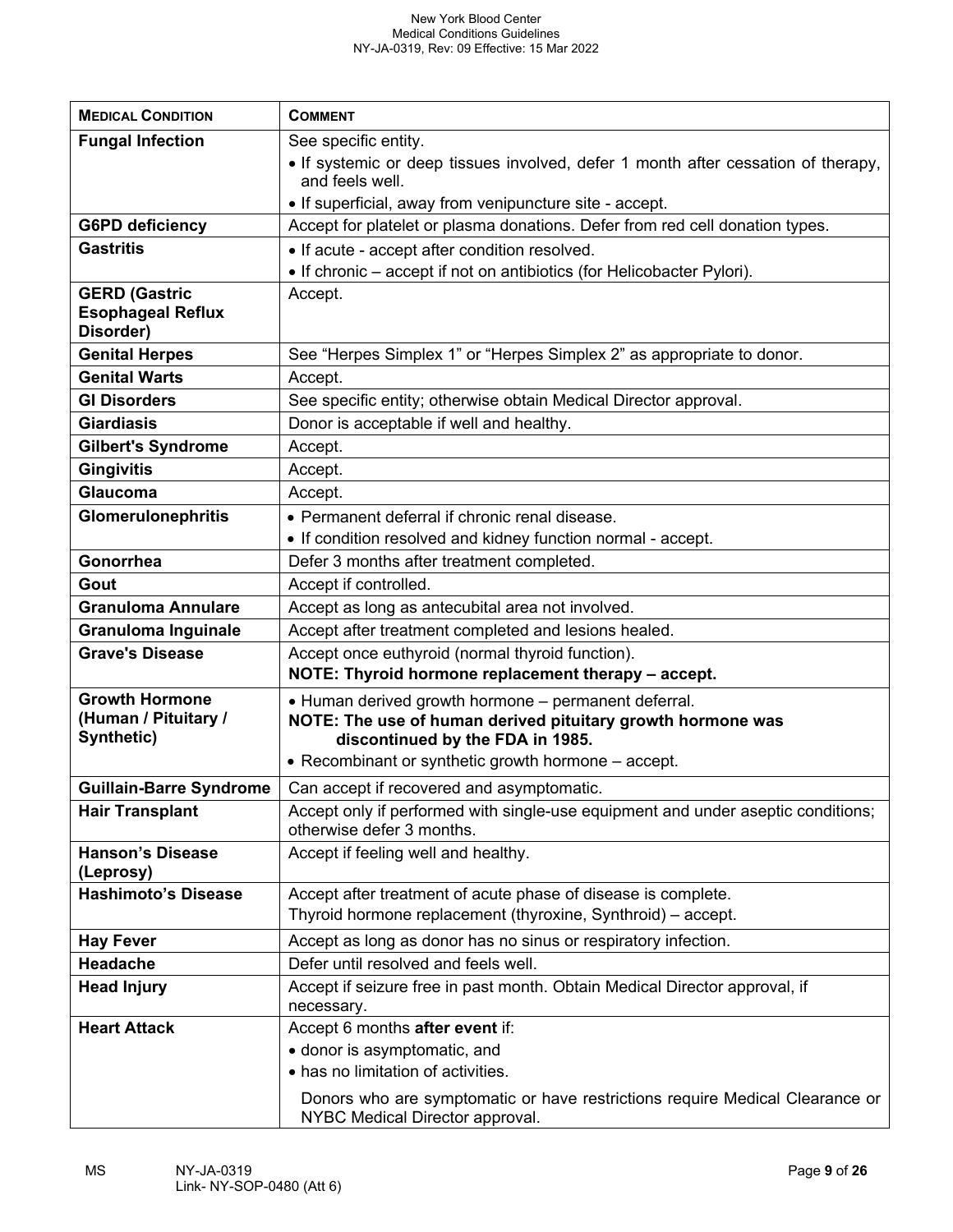| MEDICAL CONDITION | COMMENT |
|---|---|
| **Fungal Infection** | See specific entity.<br>• If systemic or deep tissues involved, defer 1 month after cessation of therapy, and feels well.<br>• If superficial, away from venipuncture site - accept. |
| **G6PD deficiency** | Accept for platelet or plasma donations. Defer from red cell donation types. |
| **Gastritis** | • If acute - accept after condition resolved.<br>• If chronic – accept if not on antibiotics (for Helicobacter Pylori). |
| **GERD (Gastric Esophageal Reflux Disorder)** | Accept. |
| **Genital Herpes** | See "Herpes Simplex 1" or "Herpes Simplex 2" as appropriate to donor. |
| **Genital Warts** | Accept. |
| **GI Disorders** | See specific entity; otherwise obtain Medical Director approval. |
| **Giardiasis** | Donor is acceptable if well and healthy. |
| **Gilbert's Syndrome** | Accept. |
| **Gingivitis** | Accept. |
| **Glaucoma** | Accept. |
| **Glomerulonephritis** | • Permanent deferral if chronic renal disease.<br>• If condition resolved and kidney function normal - accept. |
| **Gonorrhea** | Defer 3 months after treatment completed. |
| **Gout** | Accept if controlled. |
| **Granuloma Annulare** | Accept as long as antecubital area not involved. |
| **Granuloma Inguinale** | Accept after treatment completed and lesions healed. |
| **Grave's Disease** | Accept once euthyroid (normal thyroid function).<br>**NOTE: Thyroid hormone replacement therapy – accept.** |
| **Growth Hormone (Human / Pituitary / Synthetic)** | • Human derived growth hormone – permanent deferral.<br>**NOTE: The use of human derived pituitary growth hormone was discontinued by the FDA in 1985.**<br>• Recombinant or synthetic growth hormone – accept. |
| **Guillain-Barre Syndrome** | Can accept if recovered and asymptomatic. |
| **Hair Transplant** | Accept only if performed with single-use equipment and under aseptic conditions; otherwise defer 3 months. |
| **Hanson's Disease (Leprosy)** | Accept if feeling well and healthy. |
| **Hashimoto's Disease** | Accept after treatment of acute phase of disease is complete.<br>Thyroid hormone replacement (thyroxine, Synthroid) – accept. |
| **Hay Fever** | Accept as long as donor has no sinus or respiratory infection. |
| **Headache** | Defer until resolved and feels well. |
| **Head Injury** | Accept if seizure free in past month. Obtain Medical Director approval, if necessary. |
| **Heart Attack** | Accept 6 months **after event** if:<br>• donor is asymptomatic, and<br>• has no limitation of activities.<br>Donors who are symptomatic or have restrictions require Medical Clearance or NYBC Medical Director approval. |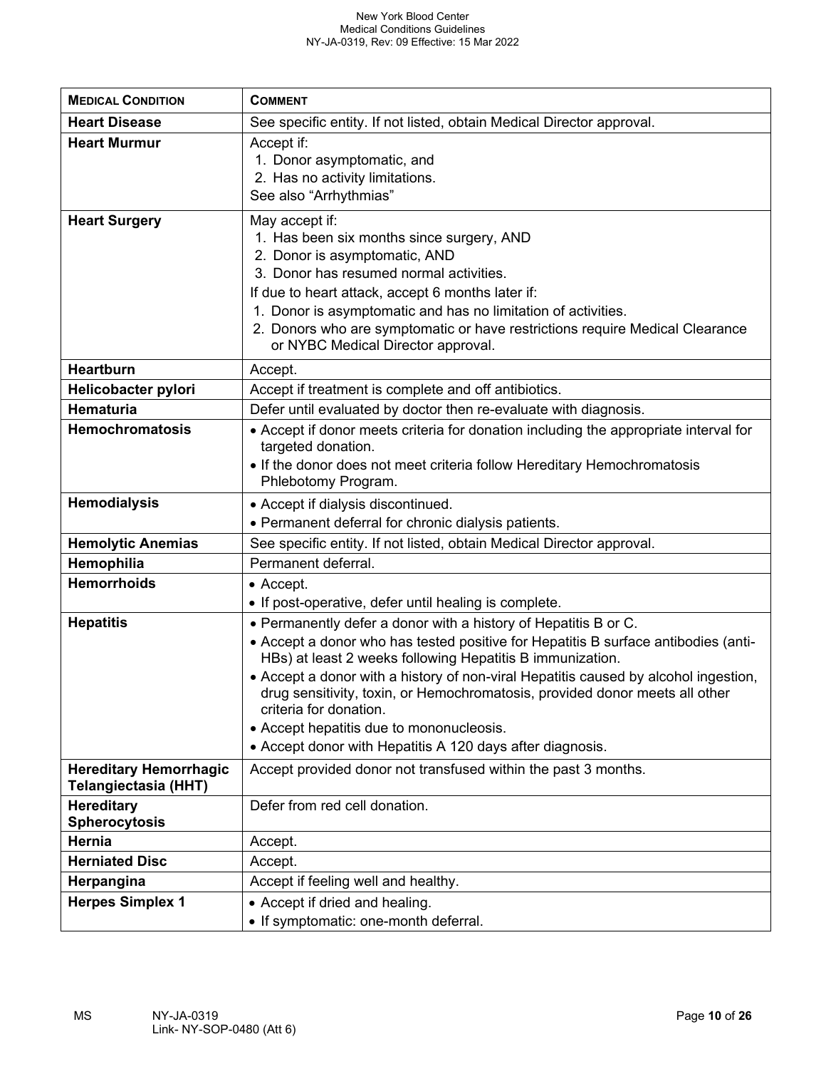| MEDICAL CONDITION | COMMENT |
|---|---|
| **Heart Disease** | See specific entity. If not listed, obtain Medical Director approval. |
| **Heart Murmur** | Accept if:<br>1. Donor asymptomatic, and<br>2. Has no activity limitations.<br>See also "Arrhythmias" |
| **Heart Surgery** | May accept if:<br>1. Has been six months since surgery, AND<br>2. Donor is asymptomatic, AND<br>3. Donor has resumed normal activities.<br>If due to heart attack, accept 6 months later if:<br>1. Donor is asymptomatic and has no limitation of activities.<br>2. Donors who are symptomatic or have restrictions require Medical Clearance or NYBC Medical Director approval. |
| **Heartburn** | Accept. |
| **Helicobacter pylori** | Accept if treatment is complete and off antibiotics. |
| **Hematuria** | Defer until evaluated by doctor then re-evaluate with diagnosis. |
| **Hemochromatosis** | • Accept if donor meets criteria for donation including the appropriate interval for targeted donation.<br>• If the donor does not meet criteria follow Hereditary Hemochromatosis Phlebotomy Program. |
| **Hemodialysis** | • Accept if dialysis discontinued.<br>• Permanent deferral for chronic dialysis patients. |
| **Hemolytic Anemias** | See specific entity. If not listed, obtain Medical Director approval. |
| **Hemophilia** | Permanent deferral. |
| **Hemorrhoids** | • Accept.<br>• If post-operative, defer until healing is complete. |
| **Hepatitis** | • Permanently defer a donor with a history of Hepatitis B or C.<br>• Accept a donor who has tested positive for Hepatitis B surface antibodies (anti-HBs) at least 2 weeks following Hepatitis B immunization.<br>• Accept a donor with a history of non-viral Hepatitis caused by alcohol ingestion, drug sensitivity, toxin, or Hemochromatosis, provided donor meets all other criteria for donation.<br>• Accept hepatitis due to mononucleosis.<br>• Accept donor with Hepatitis A 120 days after diagnosis. |
| **Hereditary Hemorrhagic Telangiectasia (HHT)** | Accept provided donor not transfused within the past 3 months. |
| **Hereditary Spherocytosis** | Defer from red cell donation. |
| **Hernia** | Accept. |
| **Herniated Disc** | Accept. |
| **Herpangina** | Accept if feeling well and healthy. |
| **Herpes Simplex 1** | • Accept if dried and healing.<br>• If symptomatic: one-month deferral. |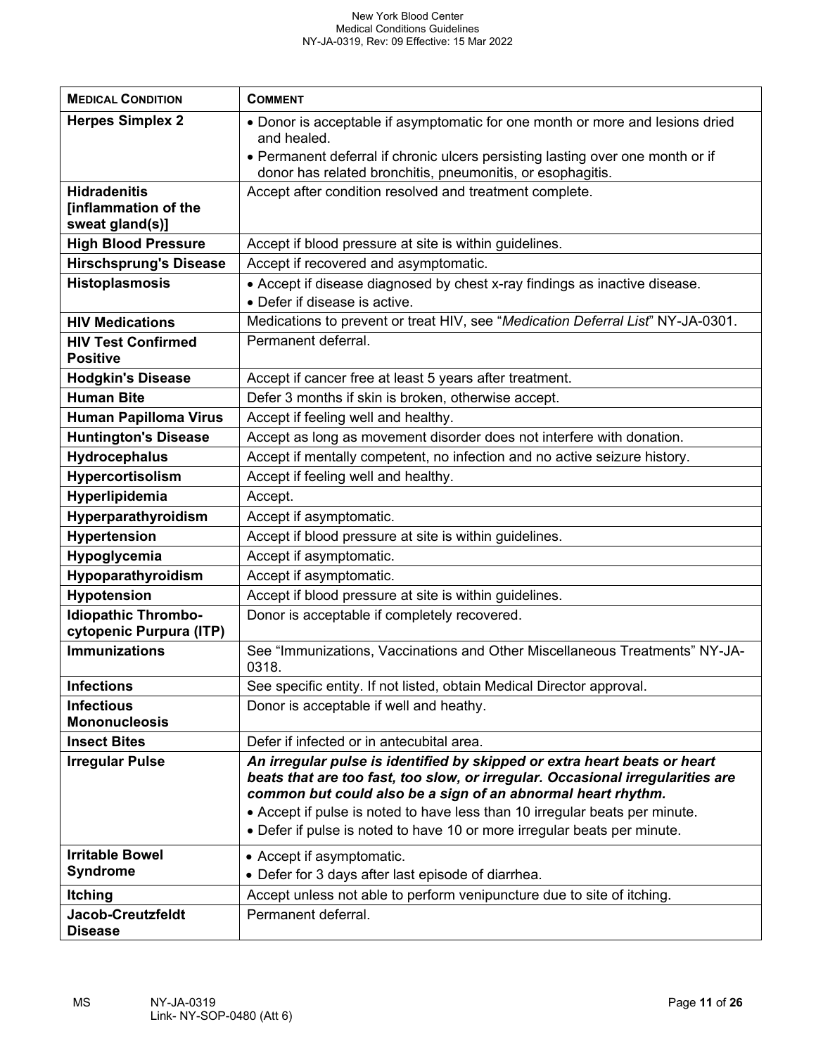| **MEDICAL CONDITION** | **COMMENT** |
|---|---|
| **Herpes Simplex 2** | • Donor is acceptable if asymptomatic for one month or more and lesions dried and healed.<br>• Permanent deferral if chronic ulcers persisting lasting over one month or if donor has related bronchitis, pneumonitis, or esophagitis. |
| **Hidradenitis [inflammation of the sweat gland(s)]** | Accept after condition resolved and treatment complete. |
| **High Blood Pressure** | Accept if blood pressure at site is within guidelines. |
| **Hirschsprung's Disease** | Accept if recovered and asymptomatic. |
| **Histoplasmosis** | • Accept if disease diagnosed by chest x-ray findings as inactive disease.<br>• Defer if disease is active. |
| **HIV Medications** | Medications to prevent or treat HIV, see "*Medication Deferral List*" NY-JA-0301. |
| **HIV Test Confirmed Positive** | Permanent deferral. |
| **Hodgkin's Disease** | Accept if cancer free at least 5 years after treatment. |
| **Human Bite** | Defer 3 months if skin is broken, otherwise accept. |
| **Human Papilloma Virus** | Accept if feeling well and healthy. |
| **Huntington's Disease** | Accept as long as movement disorder does not interfere with donation. |
| **Hydrocephalus** | Accept if mentally competent, no infection and no active seizure history. |
| **Hypercortisolism** | Accept if feeling well and healthy. |
| **Hyperlipidemia** | Accept. |
| **Hyperparathyroidism** | Accept if asymptomatic. |
| **Hypertension** | Accept if blood pressure at site is within guidelines. |
| **Hypoglycemia** | Accept if asymptomatic. |
| **Hypoparathyroidism** | Accept if asymptomatic. |
| **Hypotension** | Accept if blood pressure at site is within guidelines. |
| **Idiopathic Thrombo-cytopenic Purpura (ITP)** | Donor is acceptable if completely recovered. |
| **Immunizations** | See "Immunizations, Vaccinations and Other Miscellaneous Treatments" NY-JA-0318. |
| **Infections** | See specific entity. If not listed, obtain Medical Director approval. |
| **Infectious Mononucleosis** | Donor is acceptable if well and heathy. |
| **Insect Bites** | Defer if infected or in antecubital area. |
| **Irregular Pulse** | ***An irregular pulse is identified by skipped or extra heart beats or heart beats that are too fast, too slow, or irregular. Occasional irregularities are common but could also be a sign of an abnormal heart rhythm.***<br>• Accept if pulse is noted to have less than 10 irregular beats per minute.<br>• Defer if pulse is noted to have 10 or more irregular beats per minute. |
| **Irritable Bowel Syndrome** | • Accept if asymptomatic.<br>• Defer for 3 days after last episode of diarrhea. |
| **Itching** | Accept unless not able to perform venipuncture due to site of itching. |
| **Jacob-Creutzfeldt Disease** | Permanent deferral. |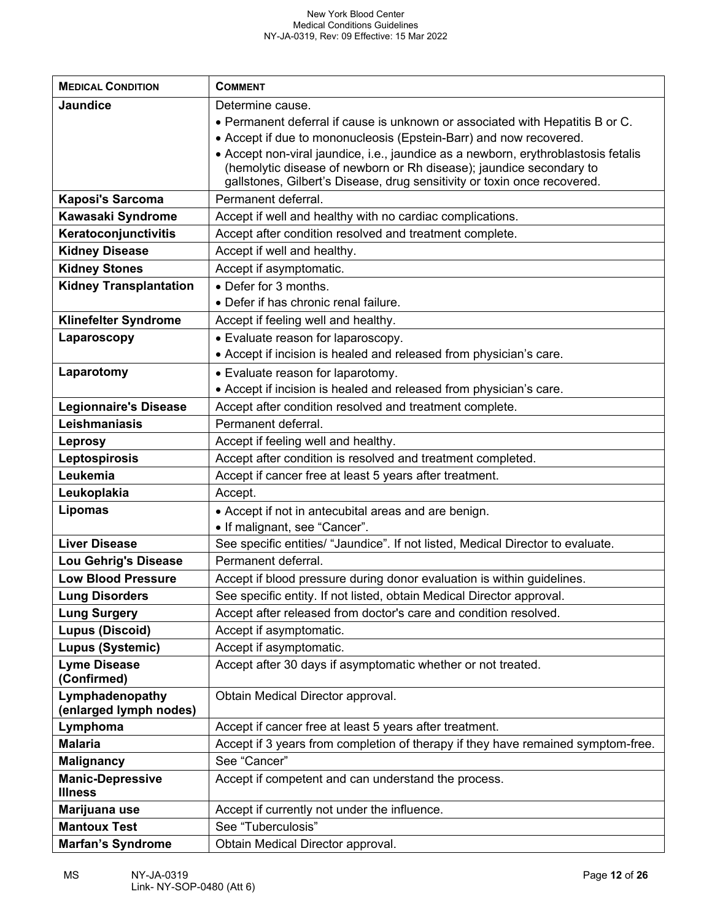| **MEDICAL CONDITION** | **COMMENT** |
| --- | --- |
| **Jaundice** | Determine cause.<br>• Permanent deferral if cause is unknown or associated with Hepatitis B or C.<br>• Accept if due to mononucleosis (Epstein-Barr) and now recovered.<br>• Accept non-viral jaundice, i.e., jaundice as a newborn, erythroblastosis fetalis (hemolytic disease of newborn or Rh disease); jaundice secondary to gallstones, Gilbert's Disease, drug sensitivity or toxin once recovered. |
| **Kaposi's Sarcoma** | Permanent deferral. |
| **Kawasaki Syndrome** | Accept if well and healthy with no cardiac complications. |
| **Keratoconjunctivitis** | Accept after condition resolved and treatment complete. |
| **Kidney Disease** | Accept if well and healthy. |
| **Kidney Stones** | Accept if asymptomatic. |
| **Kidney Transplantation** | • Defer for 3 months.<br>• Defer if has chronic renal failure. |
| **Klinefelter Syndrome** | Accept if feeling well and healthy. |
| **Laparoscopy** | • Evaluate reason for laparoscopy.<br>• Accept if incision is healed and released from physician's care. |
| **Laparotomy** | • Evaluate reason for laparotomy.<br>• Accept if incision is healed and released from physician's care. |
| **Legionnaire's Disease** | Accept after condition resolved and treatment complete. |
| **Leishmaniasis** | Permanent deferral. |
| **Leprosy** | Accept if feeling well and healthy. |
| **Leptospirosis** | Accept after condition is resolved and treatment completed. |
| **Leukemia** | Accept if cancer free at least 5 years after treatment. |
| **Leukoplakia** | Accept. |
| **Lipomas** | • Accept if not in antecubital areas and are benign.<br>• If malignant, see "Cancer". |
| **Liver Disease** | See specific entities/ "Jaundice". If not listed, Medical Director to evaluate. |
| **Lou Gehrig's Disease** | Permanent deferral. |
| **Low Blood Pressure** | Accept if blood pressure during donor evaluation is within guidelines. |
| **Lung Disorders** | See specific entity. If not listed, obtain Medical Director approval. |
| **Lung Surgery** | Accept after released from doctor's care and condition resolved. |
| **Lupus (Discoid)** | Accept if asymptomatic. |
| **Lupus (Systemic)** | Accept if asymptomatic. |
| **Lyme Disease (Confirmed)** | Accept after 30 days if asymptomatic whether or not treated. |
| **Lymphadenopathy (enlarged lymph nodes)** | Obtain Medical Director approval. |
| **Lymphoma** | Accept if cancer free at least 5 years after treatment. |
| **Malaria** | Accept if 3 years from completion of therapy if they have remained symptom-free. |
| **Malignancy** | See "Cancer" |
| **Manic-Depressive Illness** | Accept if competent and can understand the process. |
| **Marijuana use** | Accept if currently not under the influence. |
| **Mantoux Test** | See "Tuberculosis" |
| **Marfan's Syndrome** | Obtain Medical Director approval. |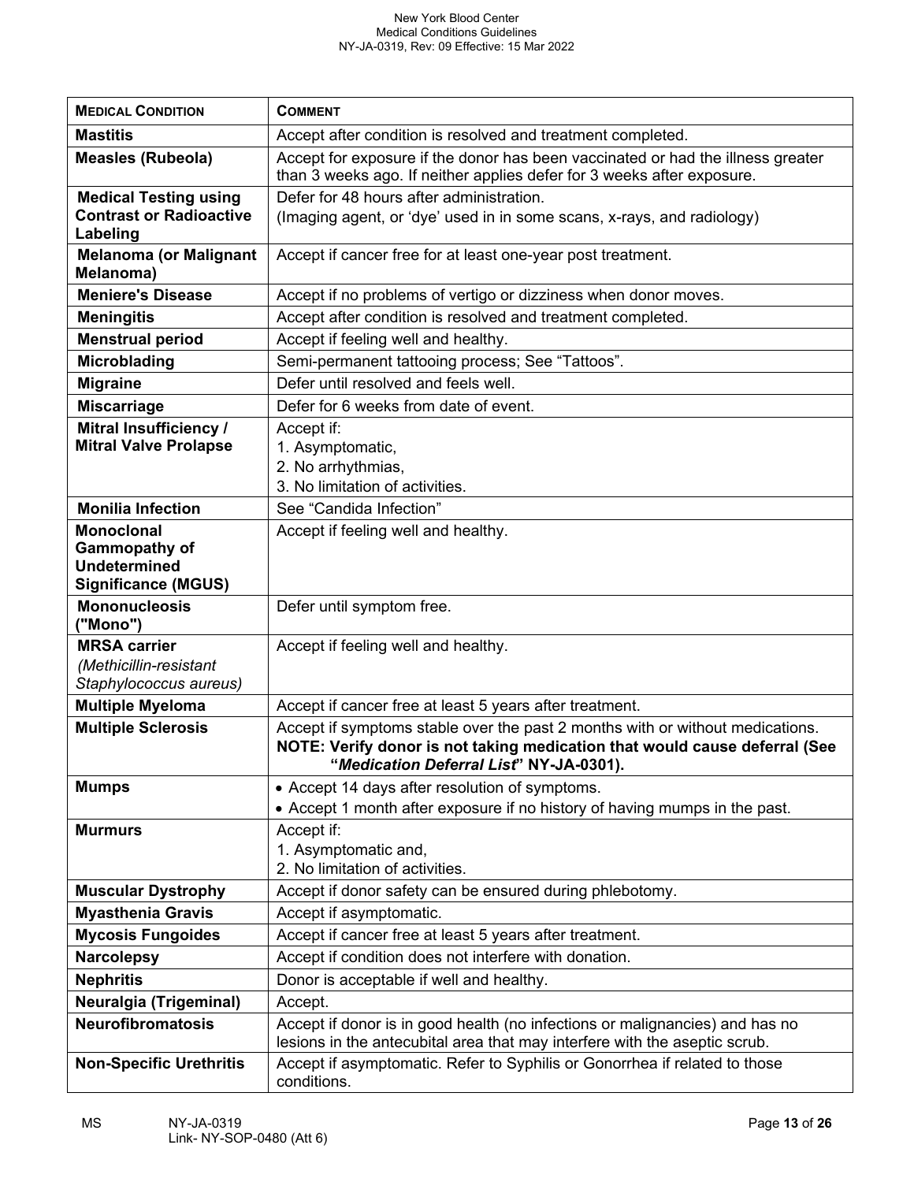| **MEDICAL CONDITION** | **COMMENT** |
|---|---|
| **Mastitis** | Accept after condition is resolved and treatment completed. |
| **Measles (Rubeola)** | Accept for exposure if the donor has been vaccinated or had the illness greater than 3 weeks ago. If neither applies defer for 3 weeks after exposure. |
| **Medical Testing using Contrast or Radioactive Labeling** | Defer for 48 hours after administration.<br>(Imaging agent, or 'dye' used in in some scans, x-rays, and radiology) |
| **Melanoma (or Malignant Melanoma)** | Accept if cancer free for at least one-year post treatment. |
| **Meniere's Disease** | Accept if no problems of vertigo or dizziness when donor moves. |
| **Meningitis** | Accept after condition is resolved and treatment completed. |
| **Menstrual period** | Accept if feeling well and healthy. |
| **Microblading** | Semi-permanent tattooing process; See "Tattoos". |
| **Migraine** | Defer until resolved and feels well. |
| **Miscarriage** | Defer for 6 weeks from date of event. |
| **Mitral Insufficiency / Mitral Valve Prolapse** | Accept if:<br>1. Asymptomatic,<br>2. No arrhythmias,<br>3. No limitation of activities. |
| **Monilia Infection** | See "Candida Infection" |
| **Monoclonal Gammopathy of Undetermined Significance (MGUS)** | Accept if feeling well and healthy. |
| **Mononucleosis ("Mono")** | Defer until symptom free. |
| **MRSA carrier** *(Methicillin-resistant Staphylococcus aureus)* | Accept if feeling well and healthy. |
| **Multiple Myeloma** | Accept if cancer free at least 5 years after treatment. |
| **Multiple Sclerosis** | Accept if symptoms stable over the past 2 months with or without medications.<br>**NOTE: Verify donor is not taking medication that would cause deferral (See "*Medication Deferral List*" NY-JA-0301).** |
| **Mumps** | • Accept 14 days after resolution of symptoms.<br>• Accept 1 month after exposure if no history of having mumps in the past. |
| **Murmurs** | Accept if:<br>1. Asymptomatic and,<br>2. No limitation of activities. |
| **Muscular Dystrophy** | Accept if donor safety can be ensured during phlebotomy. |
| **Myasthenia Gravis** | Accept if asymptomatic. |
| **Mycosis Fungoides** | Accept if cancer free at least 5 years after treatment. |
| **Narcolepsy** | Accept if condition does not interfere with donation. |
| **Nephritis** | Donor is acceptable if well and healthy. |
| **Neuralgia (Trigeminal)** | Accept. |
| **Neurofibromatosis** | Accept if donor is in good health (no infections or malignancies) and has no lesions in the antecubital area that may interfere with the aseptic scrub. |
| **Non-Specific Urethritis** | Accept if asymptomatic. Refer to Syphilis or Gonorrhea if related to those conditions. |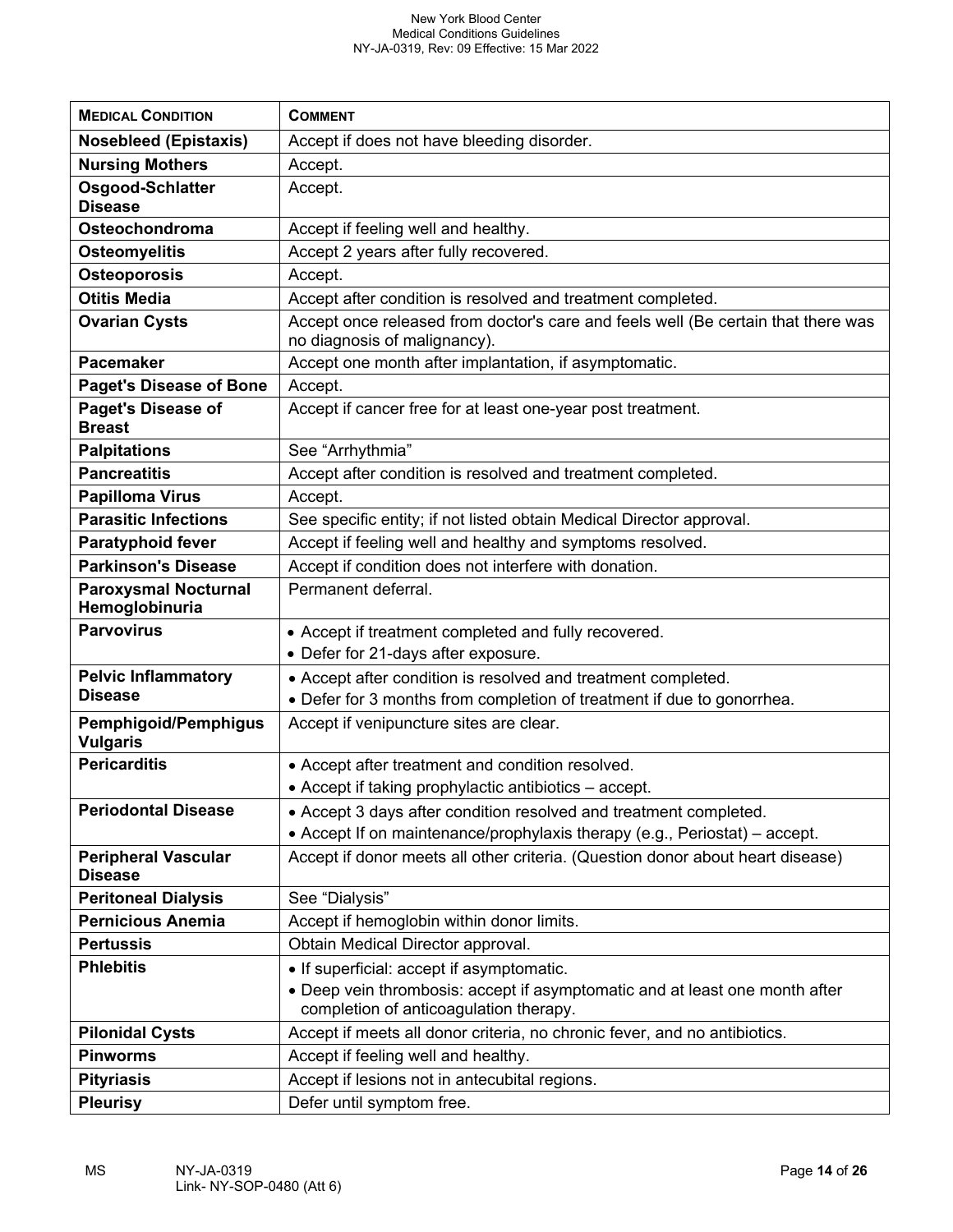| **MEDICAL CONDITION** | **COMMENT** |
|---|---|
| **Nosebleed (Epistaxis)** | Accept if does not have bleeding disorder. |
| **Nursing Mothers** | Accept. |
| **Osgood-Schlatter Disease** | Accept. |
| **Osteochondroma** | Accept if feeling well and healthy. |
| **Osteomyelitis** | Accept 2 years after fully recovered. |
| **Osteoporosis** | Accept. |
| **Otitis Media** | Accept after condition is resolved and treatment completed. |
| **Ovarian Cysts** | Accept once released from doctor's care and feels well (Be certain that there was no diagnosis of malignancy). |
| **Pacemaker** | Accept one month after implantation, if asymptomatic. |
| **Paget's Disease of Bone** | Accept. |
| **Paget's Disease of Breast** | Accept if cancer free for at least one-year post treatment. |
| **Palpitations** | See "Arrhythmia" |
| **Pancreatitis** | Accept after condition is resolved and treatment completed. |
| **Papilloma Virus** | Accept. |
| **Parasitic Infections** | See specific entity; if not listed obtain Medical Director approval. |
| **Paratyphoid fever** | Accept if feeling well and healthy and symptoms resolved. |
| **Parkinson's Disease** | Accept if condition does not interfere with donation. |
| **Paroxysmal Nocturnal Hemoglobinuria** | Permanent deferral. |
| **Parvovirus** | • Accept if treatment completed and fully recovered.<br>• Defer for 21-days after exposure. |
| **Pelvic Inflammatory Disease** | • Accept after condition is resolved and treatment completed.<br>• Defer for 3 months from completion of treatment if due to gonorrhea. |
| **Pemphigoid/Pemphigus Vulgaris** | Accept if venipuncture sites are clear. |
| **Pericarditis** | • Accept after treatment and condition resolved.<br>• Accept if taking prophylactic antibiotics – accept. |
| **Periodontal Disease** | • Accept 3 days after condition resolved and treatment completed.<br>• Accept If on maintenance/prophylaxis therapy (e.g., Periostat) – accept. |
| **Peripheral Vascular Disease** | Accept if donor meets all other criteria. (Question donor about heart disease) |
| **Peritoneal Dialysis** | See "Dialysis" |
| **Pernicious Anemia** | Accept if hemoglobin within donor limits. |
| **Pertussis** | Obtain Medical Director approval. |
| **Phlebitis** | • If superficial: accept if asymptomatic.<br>• Deep vein thrombosis: accept if asymptomatic and at least one month after completion of anticoagulation therapy. |
| **Pilonidal Cysts** | Accept if meets all donor criteria, no chronic fever, and no antibiotics. |
| **Pinworms** | Accept if feeling well and healthy. |
| **Pityriasis** | Accept if lesions not in antecubital regions. |
| **Pleurisy** | Defer until symptom free. |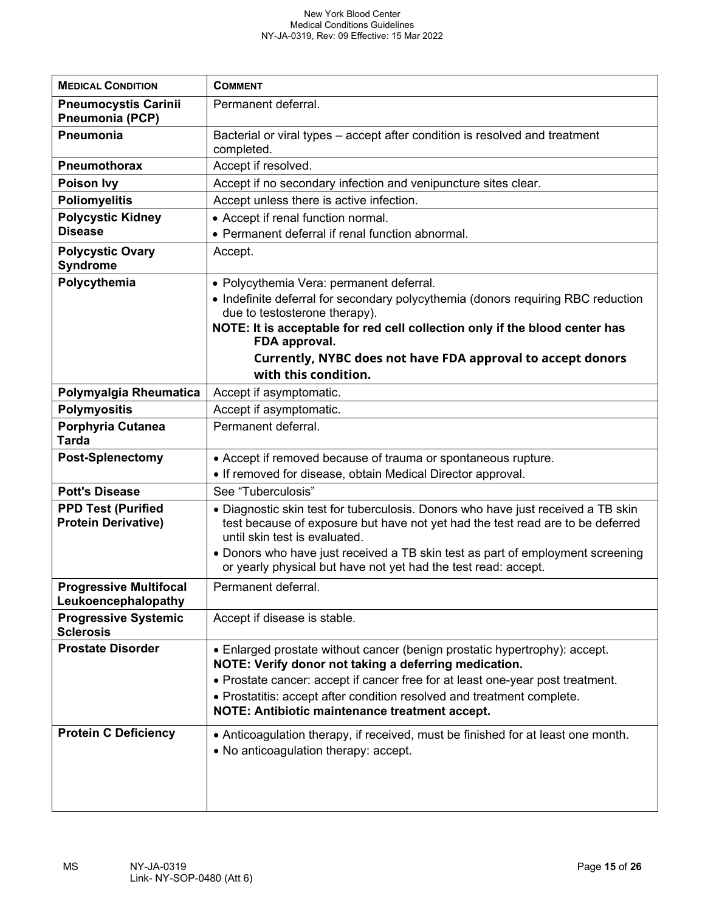| **MEDICAL CONDITION** | **COMMENT** |
|---|---|
| **Pneumocystis Carinii Pneumonia (PCP)** | Permanent deferral. |
| **Pneumonia** | Bacterial or viral types – accept after condition is resolved and treatment completed. |
| **Pneumothorax** | Accept if resolved. |
| **Poison Ivy** | Accept if no secondary infection and venipuncture sites clear. |
| **Poliomyelitis** | Accept unless there is active infection. |
| **Polycystic Kidney Disease** | • Accept if renal function normal.<br>• Permanent deferral if renal function abnormal. |
| **Polycystic Ovary Syndrome** | Accept. |
| **Polycythemia** | • Polycythemia Vera: permanent deferral.<br>• Indefinite deferral for secondary polycythemia (donors requiring RBC reduction due to testosterone therapy).<br>**NOTE: It is acceptable for red cell collection only if the blood center has FDA approval.**<br>**Currently, NYBC does not have FDA approval to accept donors with this condition.** |
| **Polymyalgia Rheumatica** | Accept if asymptomatic. |
| **Polymyositis** | Accept if asymptomatic. |
| **Porphyria Cutanea Tarda** | Permanent deferral. |
| **Post-Splenectomy** | • Accept if removed because of trauma or spontaneous rupture.<br>• If removed for disease, obtain Medical Director approval. |
| **Pott's Disease** | See "Tuberculosis" |
| **PPD Test (Purified Protein Derivative)** | • Diagnostic skin test for tuberculosis. Donors who have just received a TB skin test because of exposure but have not yet had the test read are to be deferred until skin test is evaluated.<br>• Donors who have just received a TB skin test as part of employment screening or yearly physical but have not yet had the test read: accept. |
| **Progressive Multifocal Leukoencephalopathy** | Permanent deferral. |
| **Progressive Systemic Sclerosis** | Accept if disease is stable. |
| **Prostate Disorder** | • Enlarged prostate without cancer (benign prostatic hypertrophy): accept.<br>**NOTE: Verify donor not taking a deferring medication.**<br>• Prostate cancer: accept if cancer free for at least one-year post treatment.<br>• Prostatitis: accept after condition resolved and treatment complete.<br>**NOTE: Antibiotic maintenance treatment accept.** |
| **Protein C Deficiency** | • Anticoagulation therapy, if received, must be finished for at least one month.<br>• No anticoagulation therapy: accept. |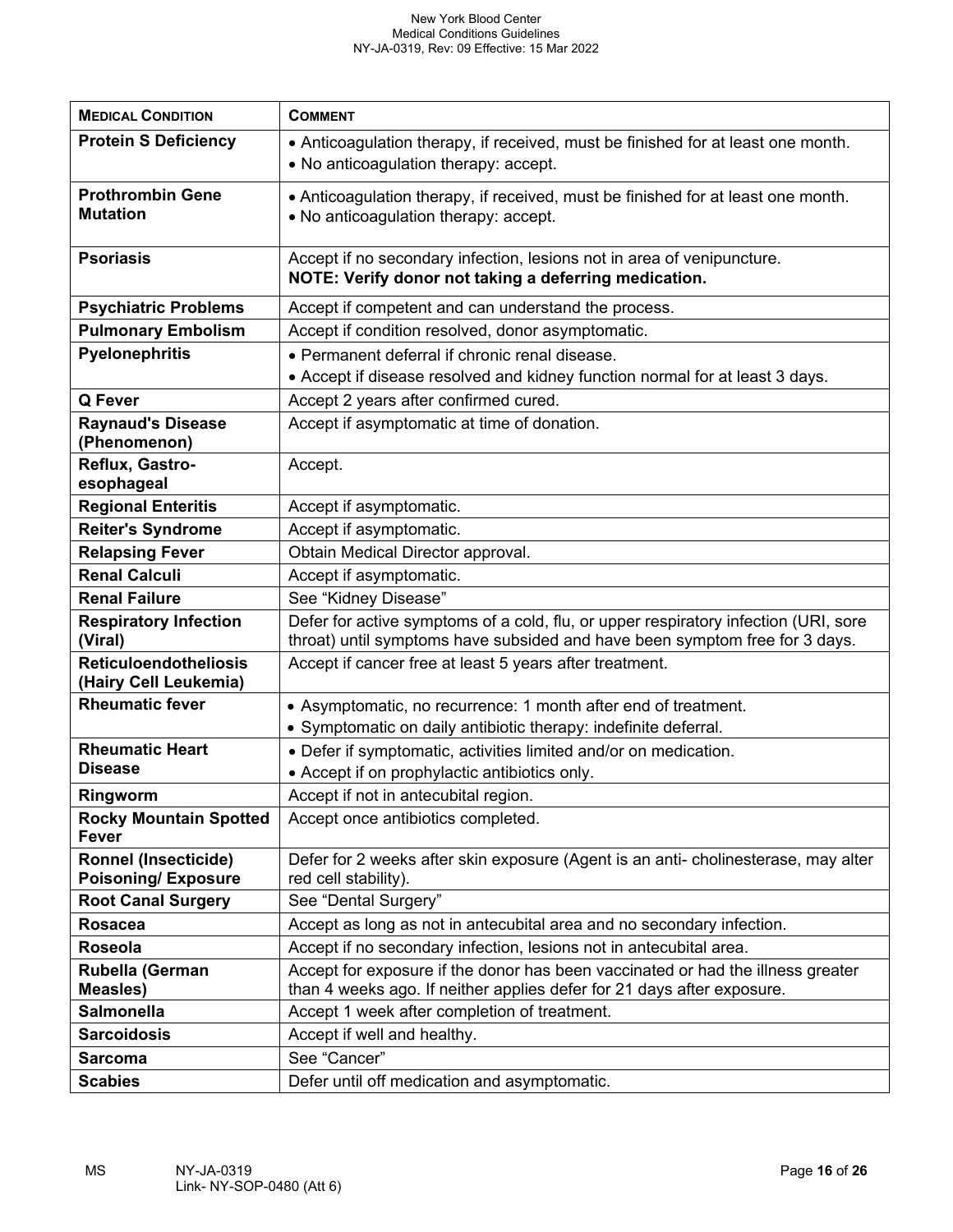| **MEDICAL CONDITION** | **COMMENT** |
|---|---|
| **Protein S Deficiency** | • Anticoagulation therapy, if received, must be finished for at least one month.<br>• No anticoagulation therapy: accept. |
| **Prothrombin Gene Mutation** | • Anticoagulation therapy, if received, must be finished for at least one month.<br>• No anticoagulation therapy: accept. |
| **Psoriasis** | Accept if no secondary infection, lesions not in area of venipuncture.<br>**NOTE: Verify donor not taking a deferring medication.** |
| **Psychiatric Problems** | Accept if competent and can understand the process. |
| **Pulmonary Embolism** | Accept if condition resolved, donor asymptomatic. |
| **Pyelonephritis** | • Permanent deferral if chronic renal disease.<br>• Accept if disease resolved and kidney function normal for at least 3 days. |
| **Q Fever** | Accept 2 years after confirmed cured. |
| **Raynaud's Disease (Phenomenon)** | Accept if asymptomatic at time of donation. |
| **Reflux, Gastro-esophageal** | Accept. |
| **Regional Enteritis** | Accept if asymptomatic. |
| **Reiter's Syndrome** | Accept if asymptomatic. |
| **Relapsing Fever** | Obtain Medical Director approval. |
| **Renal Calculi** | Accept if asymptomatic. |
| **Renal Failure** | See "Kidney Disease" |
| **Respiratory Infection (Viral)** | Defer for active symptoms of a cold, flu, or upper respiratory infection (URI, sore throat) until symptoms have subsided and have been symptom free for 3 days. |
| **Reticuloendotheliosis (Hairy Cell Leukemia)** | Accept if cancer free at least 5 years after treatment. |
| **Rheumatic fever** | • Asymptomatic, no recurrence: 1 month after end of treatment.<br>• Symptomatic on daily antibiotic therapy: indefinite deferral. |
| **Rheumatic Heart Disease** | • Defer if symptomatic, activities limited and/or on medication.<br>• Accept if on prophylactic antibiotics only. |
| **Ringworm** | Accept if not in antecubital region. |
| **Rocky Mountain Spotted Fever** | Accept once antibiotics completed. |
| **Ronnel (Insecticide) Poisoning/ Exposure** | Defer for 2 weeks after skin exposure (Agent is an anti- cholinesterase, may alter red cell stability). |
| **Root Canal Surgery** | See "Dental Surgery" |
| **Rosacea** | Accept as long as not in antecubital area and no secondary infection. |
| **Roseola** | Accept if no secondary infection, lesions not in antecubital area. |
| **Rubella (German Measles)** | Accept for exposure if the donor has been vaccinated or had the illness greater than 4 weeks ago. If neither applies defer for 21 days after exposure. |
| **Salmonella** | Accept 1 week after completion of treatment. |
| **Sarcoidosis** | Accept if well and healthy. |
| **Sarcoma** | See "Cancer" |
| **Scabies** | Defer until off medication and asymptomatic. |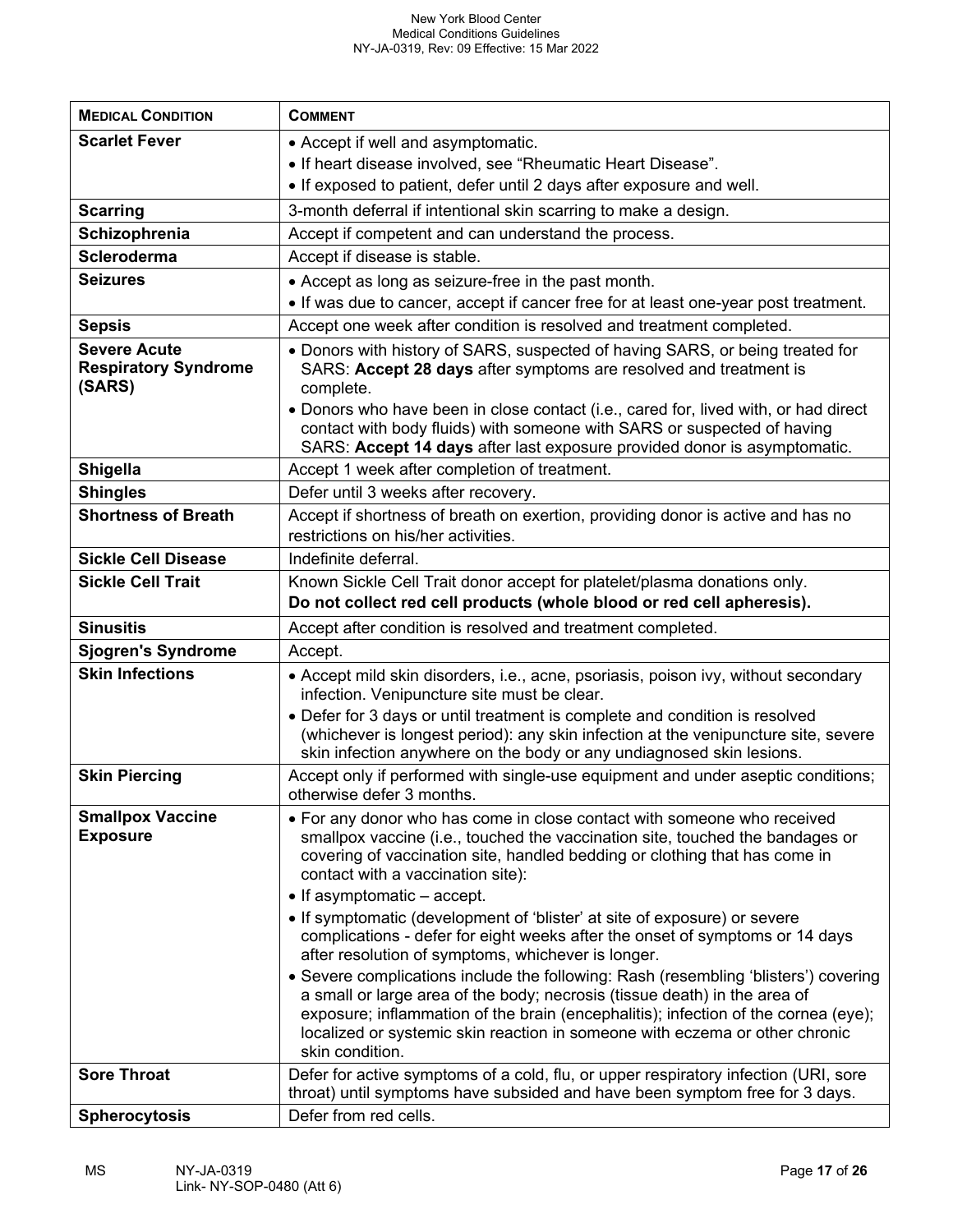| **Medical Condition** | **Comment** |
|---|---|
| **Scarlet Fever** | • Accept if well and asymptomatic.<br>• If heart disease involved, see "Rheumatic Heart Disease".<br>• If exposed to patient, defer until 2 days after exposure and well. |
| **Scarring** | 3-month deferral if intentional skin scarring to make a design. |
| **Schizophrenia** | Accept if competent and can understand the process. |
| **Scleroderma** | Accept if disease is stable. |
| **Seizures** | • Accept as long as seizure-free in the past month.<br>• If was due to cancer, accept if cancer free for at least one-year post treatment. |
| **Sepsis** | Accept one week after condition is resolved and treatment completed. |
| **Severe Acute Respiratory Syndrome (SARS)** | • Donors with history of SARS, suspected of having SARS, or being treated for SARS: **Accept 28 days** after symptoms are resolved and treatment is complete.<br>• Donors who have been in close contact (i.e., cared for, lived with, or had direct contact with body fluids) with someone with SARS or suspected of having SARS: **Accept 14 days** after last exposure provided donor is asymptomatic. |
| **Shigella** | Accept 1 week after completion of treatment. |
| **Shingles** | Defer until 3 weeks after recovery. |
| **Shortness of Breath** | Accept if shortness of breath on exertion, providing donor is active and has no restrictions on his/her activities. |
| **Sickle Cell Disease** | Indefinite deferral. |
| **Sickle Cell Trait** | Known Sickle Cell Trait donor accept for platelet/plasma donations only.<br>**Do not collect red cell products (whole blood or red cell apheresis).** |
| **Sinusitis** | Accept after condition is resolved and treatment completed. |
| **Sjogren's Syndrome** | Accept. |
| **Skin Infections** | • Accept mild skin disorders, i.e., acne, psoriasis, poison ivy, without secondary infection. Venipuncture site must be clear.<br>• Defer for 3 days or until treatment is complete and condition is resolved (whichever is longest period): any skin infection at the venipuncture site, severe skin infection anywhere on the body or any undiagnosed skin lesions. |
| **Skin Piercing** | Accept only if performed with single-use equipment and under aseptic conditions; otherwise defer 3 months. |
| **Smallpox Vaccine Exposure** | • For any donor who has come in close contact with someone who received smallpox vaccine (i.e., touched the vaccination site, touched the bandages or covering of vaccination site, handled bedding or clothing that has come in contact with a vaccination site):<br>• If asymptomatic – accept.<br>• If symptomatic (development of 'blister' at site of exposure) or severe complications - defer for eight weeks after the onset of symptoms or 14 days after resolution of symptoms, whichever is longer.<br>• Severe complications include the following: Rash (resembling 'blisters') covering a small or large area of the body; necrosis (tissue death) in the area of exposure; inflammation of the brain (encephalitis); infection of the cornea (eye); localized or systemic skin reaction in someone with eczema or other chronic skin condition. |
| **Sore Throat** | Defer for active symptoms of a cold, flu, or upper respiratory infection (URI, sore throat) until symptoms have subsided and have been symptom free for 3 days. |
| **Spherocytosis** | Defer from red cells. |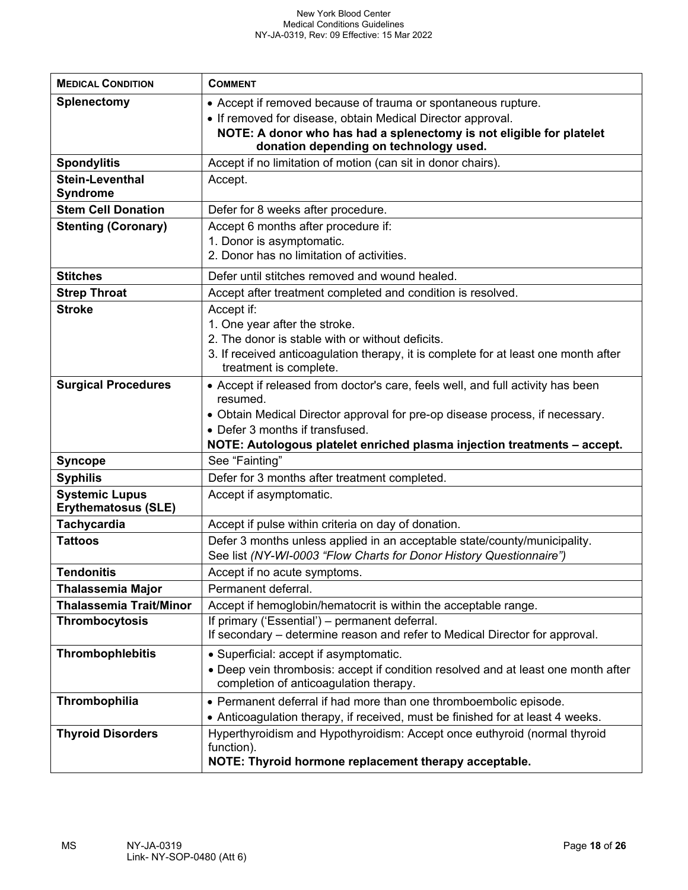| **MEDICAL CONDITION** | **COMMENT** |
|---|---|
| **Splenectomy** | • Accept if removed because of trauma or spontaneous rupture.<br>• If removed for disease, obtain Medical Director approval.<br>**NOTE: A donor who has had a splenectomy is not eligible for platelet donation depending on technology used.** |
| **Spondylitis** | Accept if no limitation of motion (can sit in donor chairs). |
| **Stein-Leventhal Syndrome** | Accept. |
| **Stem Cell Donation** | Defer for 8 weeks after procedure. |
| **Stenting (Coronary)** | Accept 6 months after procedure if:<br>1. Donor is asymptomatic.<br>2. Donor has no limitation of activities. |
| **Stitches** | Defer until stitches removed and wound healed. |
| **Strep Throat** | Accept after treatment completed and condition is resolved. |
| **Stroke** | Accept if:<br>1. One year after the stroke.<br>2. The donor is stable with or without deficits.<br>3. If received anticoagulation therapy, it is complete for at least one month after treatment is complete. |
| **Surgical Procedures** | • Accept if released from doctor's care, feels well, and full activity has been resumed.<br>• Obtain Medical Director approval for pre-op disease process, if necessary.<br>• Defer 3 months if transfused.<br>**NOTE: Autologous platelet enriched plasma injection treatments – accept.** |
| **Syncope** | See "Fainting" |
| **Syphilis** | Defer for 3 months after treatment completed. |
| **Systemic Lupus Erythematosus (SLE)** | Accept if asymptomatic. |
| **Tachycardia** | Accept if pulse within criteria on day of donation. |
| **Tattoos** | Defer 3 months unless applied in an acceptable state/county/municipality.<br>See list *(NY-WI-0003 "Flow Charts for Donor History Questionnaire")* |
| **Tendonitis** | Accept if no acute symptoms. |
| **Thalassemia Major** | Permanent deferral. |
| **Thalassemia Trait/Minor** | Accept if hemoglobin/hematocrit is within the acceptable range. |
| **Thrombocytosis** | If primary ('Essential') – permanent deferral.<br>If secondary – determine reason and refer to Medical Director for approval. |
| **Thrombophlebitis** | • Superficial: accept if asymptomatic.<br>• Deep vein thrombosis: accept if condition resolved and at least one month after completion of anticoagulation therapy. |
| **Thrombophilia** | • Permanent deferral if had more than one thromboembolic episode.<br>• Anticoagulation therapy, if received, must be finished for at least 4 weeks. |
| **Thyroid Disorders** | Hyperthyroidism and Hypothyroidism: Accept once euthyroid (normal thyroid function).<br>**NOTE: Thyroid hormone replacement therapy acceptable.** |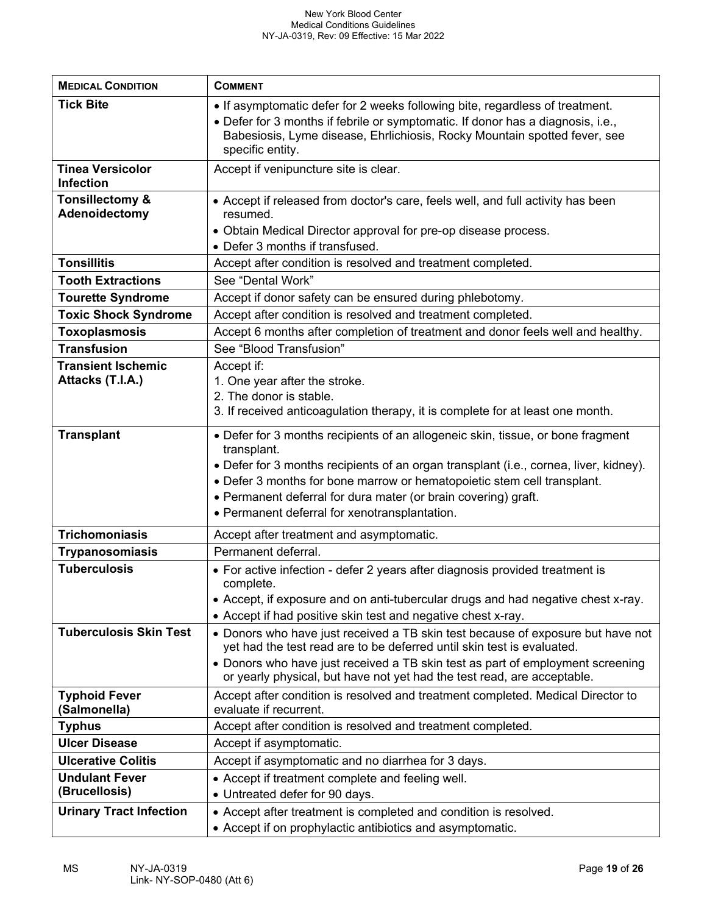| **MEDICAL CONDITION** | **COMMENT** |
|---|---|
| **Tick Bite** | • If asymptomatic defer for 2 weeks following bite, regardless of treatment.<br>• Defer for 3 months if febrile or symptomatic. If donor has a diagnosis, i.e., Babesiosis, Lyme disease, Ehrlichiosis, Rocky Mountain spotted fever, see specific entity. |
| **Tinea Versicolor Infection** | Accept if venipuncture site is clear. |
| **Tonsillectomy & Adenoidectomy** | • Accept if released from doctor's care, feels well, and full activity has been resumed.<br>• Obtain Medical Director approval for pre-op disease process.<br>• Defer 3 months if transfused. |
| **Tonsillitis** | Accept after condition is resolved and treatment completed. |
| **Tooth Extractions** | See "Dental Work" |
| **Tourette Syndrome** | Accept if donor safety can be ensured during phlebotomy. |
| **Toxic Shock Syndrome** | Accept after condition is resolved and treatment completed. |
| **Toxoplasmosis** | Accept 6 months after completion of treatment and donor feels well and healthy. |
| **Transfusion** | See "Blood Transfusion" |
| **Transient Ischemic Attacks (T.I.A.)** | Accept if:<br>1. One year after the stroke.<br>2. The donor is stable.<br>3. If received anticoagulation therapy, it is complete for at least one month. |
| **Transplant** | • Defer for 3 months recipients of an allogeneic skin, tissue, or bone fragment transplant.<br>• Defer for 3 months recipients of an organ transplant (i.e., cornea, liver, kidney).<br>• Defer 3 months for bone marrow or hematopoietic stem cell transplant.<br>• Permanent deferral for dura mater (or brain covering) graft.<br>• Permanent deferral for xenotransplantation. |
| **Trichomoniasis** | Accept after treatment and asymptomatic. |
| **Trypanosomiasis** | Permanent deferral. |
| **Tuberculosis** | • For active infection - defer 2 years after diagnosis provided treatment is complete.<br>• Accept, if exposure and on anti-tubercular drugs and had negative chest x-ray.<br>• Accept if had positive skin test and negative chest x-ray. |
| **Tuberculosis Skin Test** | • Donors who have just received a TB skin test because of exposure but have not yet had the test read are to be deferred until skin test is evaluated.<br>• Donors who have just received a TB skin test as part of employment screening or yearly physical, but have not yet had the test read, are acceptable. |
| **Typhoid Fever (Salmonella)** | Accept after condition is resolved and treatment completed. Medical Director to evaluate if recurrent. |
| **Typhus** | Accept after condition is resolved and treatment completed. |
| **Ulcer Disease** | Accept if asymptomatic. |
| **Ulcerative Colitis** | Accept if asymptomatic and no diarrhea for 3 days. |
| **Undulant Fever (Brucellosis)** | • Accept if treatment complete and feeling well.<br>• Untreated defer for 90 days. |
| **Urinary Tract Infection** | • Accept after treatment is completed and condition is resolved.<br>• Accept if on prophylactic antibiotics and asymptomatic. |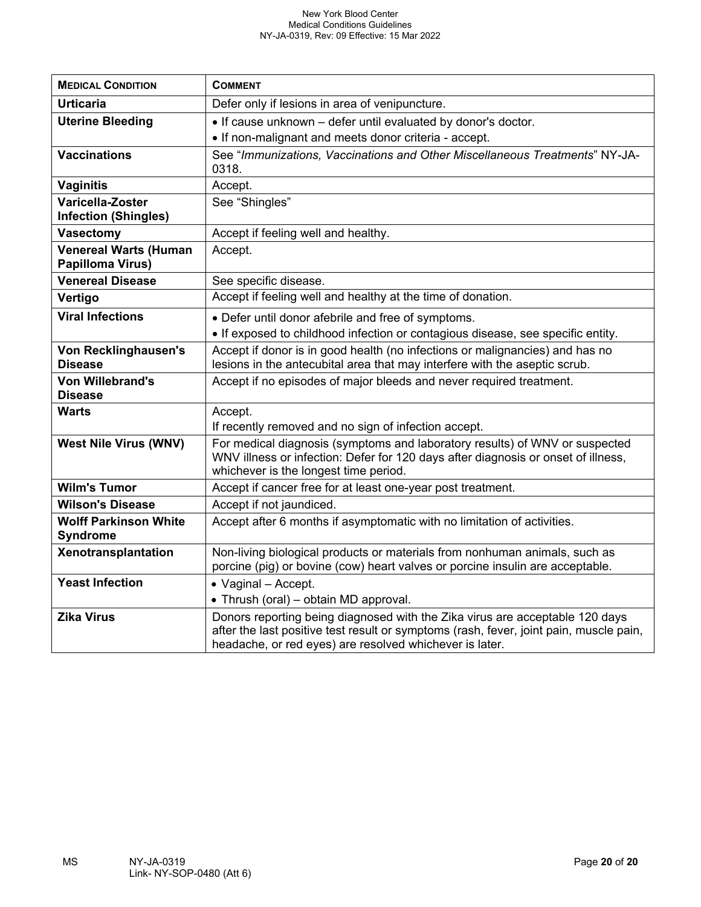| **MEDICAL CONDITION** | **COMMENT** |
|---|---|
| **Urticaria** | Defer only if lesions in area of venipuncture. |
| **Uterine Bleeding** | • If cause unknown – defer until evaluated by donor's doctor.<br>• If non-malignant and meets donor criteria - accept. |
| **Vaccinations** | See "*Immunizations, Vaccinations and Other Miscellaneous Treatments*" NY-JA-0318. |
| **Vaginitis** | Accept. |
| **Varicella-Zoster Infection (Shingles)** | See "Shingles" |
| **Vasectomy** | Accept if feeling well and healthy. |
| **Venereal Warts (Human Papilloma Virus)** | Accept. |
| **Venereal Disease** | See specific disease. |
| **Vertigo** | Accept if feeling well and healthy at the time of donation. |
| **Viral Infections** | • Defer until donor afebrile and free of symptoms.<br>• If exposed to childhood infection or contagious disease, see specific entity. |
| **Von Recklinghausen's Disease** | Accept if donor is in good health (no infections or malignancies) and has no lesions in the antecubital area that may interfere with the aseptic scrub. |
| **Von Willebrand's Disease** | Accept if no episodes of major bleeds and never required treatment. |
| **Warts** | Accept.<br>If recently removed and no sign of infection accept. |
| **West Nile Virus (WNV)** | For medical diagnosis (symptoms and laboratory results) of WNV or suspected WNV illness or infection: Defer for 120 days after diagnosis or onset of illness, whichever is the longest time period. |
| **Wilm's Tumor** | Accept if cancer free for at least one-year post treatment. |
| **Wilson's Disease** | Accept if not jaundiced. |
| **Wolff Parkinson White Syndrome** | Accept after 6 months if asymptomatic with no limitation of activities. |
| **Xenotransplantation** | Non-living biological products or materials from nonhuman animals, such as porcine (pig) or bovine (cow) heart valves or porcine insulin are acceptable. |
| **Yeast Infection** | • Vaginal – Accept.<br>• Thrush (oral) – obtain MD approval. |
| **Zika Virus** | Donors reporting being diagnosed with the Zika virus are acceptable 120 days after the last positive test result or symptoms (rash, fever, joint pain, muscle pain, headache, or red eyes) are resolved whichever is later. |